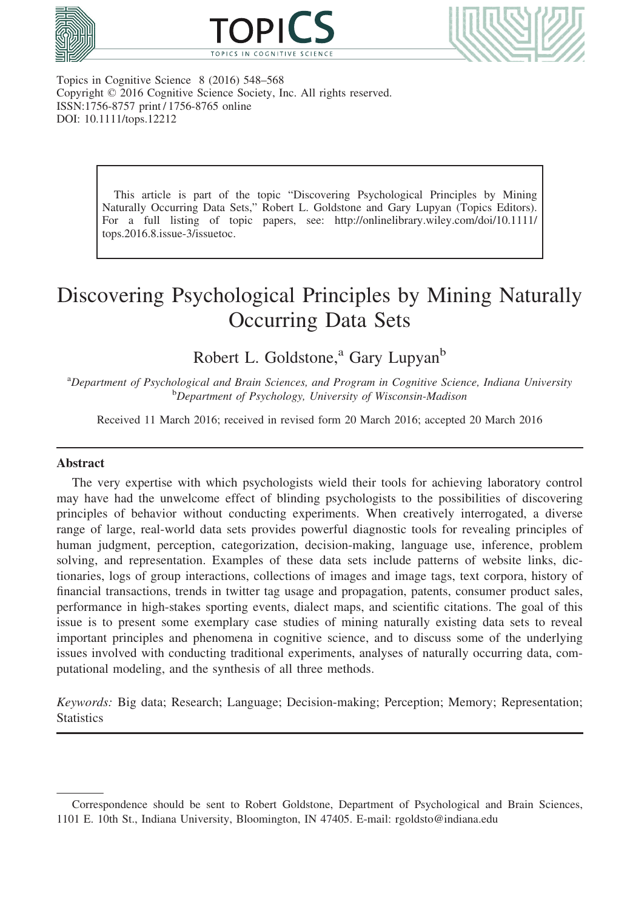Topics in Cognitive Science 8 (2016) 548–568
Copyright © 2016 Cognitive Science Society, Inc. All rights reserved.
ISSN:1756-8757 print / 1756-8765 online
DOI: 10.1111/tops.12212

> This article is part of the topic "Discovering Psychological Principles by Mining Naturally Occurring Data Sets," Robert L. Goldstone and Gary Lupyan (Topics Editors). For a full listing of topic papers, see: http://onlinelibrary.wiley.com/doi/10.1111/tops.2016.8.issue-3/issuetoc.

# Discovering Psychological Principles by Mining Naturally Occurring Data Sets

Robert L. Goldstone,[a] Gary Lupyan[b]

[a]*Department of Psychological and Brain Sciences, and Program in Cognitive Science, Indiana University*
[b]*Department of Psychology, University of Wisconsin-Madison*

Received 11 March 2016; received in revised form 20 March 2016; accepted 20 March 2016

## Abstract

The very expertise with which psychologists wield their tools for achieving laboratory control may have had the unwelcome effect of blinding psychologists to the possibilities of discovering principles of behavior without conducting experiments. When creatively interrogated, a diverse range of large, real-world data sets provides powerful diagnostic tools for revealing principles of human judgment, perception, categorization, decision-making, language use, inference, problem solving, and representation. Examples of these data sets include patterns of website links, dictionaries, logs of group interactions, collections of images and image tags, text corpora, history of financial transactions, trends in twitter tag usage and propagation, patents, consumer product sales, performance in high-stakes sporting events, dialect maps, and scientific citations. The goal of this issue is to present some exemplary case studies of mining naturally existing data sets to reveal important principles and phenomena in cognitive science, and to discuss some of the underlying issues involved with conducting traditional experiments, analyses of naturally occurring data, computational modeling, and the synthesis of all three methods.

*Keywords:* Big data; Research; Language; Decision-making; Perception; Memory; Representation; Statistics

---

Correspondence should be sent to Robert Goldstone, Department of Psychological and Brain Sciences, 1101 E. 10th St., Indiana University, Bloomington, IN 47405. E-mail: rgoldsto@indiana.edu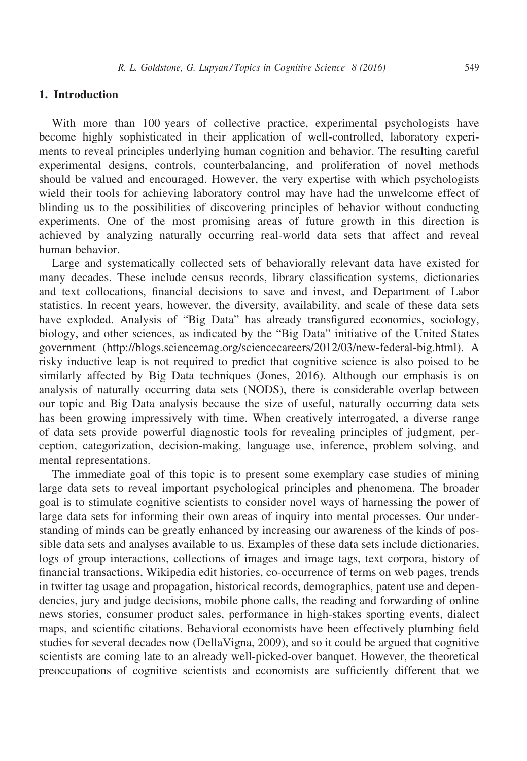## 1. Introduction

With more than 100 years of collective practice, experimental psychologists have become highly sophisticated in their application of well-controlled, laboratory experiments to reveal principles underlying human cognition and behavior. The resulting careful experimental designs, controls, counterbalancing, and proliferation of novel methods should be valued and encouraged. However, the very expertise with which psychologists wield their tools for achieving laboratory control may have had the unwelcome effect of blinding us to the possibilities of discovering principles of behavior without conducting experiments. One of the most promising areas of future growth in this direction is achieved by analyzing naturally occurring real-world data sets that affect and reveal human behavior.

Large and systematically collected sets of behaviorally relevant data have existed for many decades. These include census records, library classification systems, dictionaries and text collocations, financial decisions to save and invest, and Department of Labor statistics. In recent years, however, the diversity, availability, and scale of these data sets have exploded. Analysis of "Big Data" has already transfigured economics, sociology, biology, and other sciences, as indicated by the "Big Data" initiative of the United States government (http://blogs.sciencemag.org/sciencecareers/2012/03/new-federal-big.html). A risky inductive leap is not required to predict that cognitive science is also poised to be similarly affected by Big Data techniques (Jones, 2016). Although our emphasis is on analysis of naturally occurring data sets (NODS), there is considerable overlap between our topic and Big Data analysis because the size of useful, naturally occurring data sets has been growing impressively with time. When creatively interrogated, a diverse range of data sets provide powerful diagnostic tools for revealing principles of judgment, perception, categorization, decision-making, language use, inference, problem solving, and mental representations.

The immediate goal of this topic is to present some exemplary case studies of mining large data sets to reveal important psychological principles and phenomena. The broader goal is to stimulate cognitive scientists to consider novel ways of harnessing the power of large data sets for informing their own areas of inquiry into mental processes. Our understanding of minds can be greatly enhanced by increasing our awareness of the kinds of possible data sets and analyses available to us. Examples of these data sets include dictionaries, logs of group interactions, collections of images and image tags, text corpora, history of financial transactions, Wikipedia edit histories, co-occurrence of terms on web pages, trends in twitter tag usage and propagation, historical records, demographics, patent use and dependencies, jury and judge decisions, mobile phone calls, the reading and forwarding of online news stories, consumer product sales, performance in high-stakes sporting events, dialect maps, and scientific citations. Behavioral economists have been effectively plumbing field studies for several decades now (DellaVigna, 2009), and so it could be argued that cognitive scientists are coming late to an already well-picked-over banquet. However, the theoretical preoccupations of cognitive scientists and economists are sufficiently different that we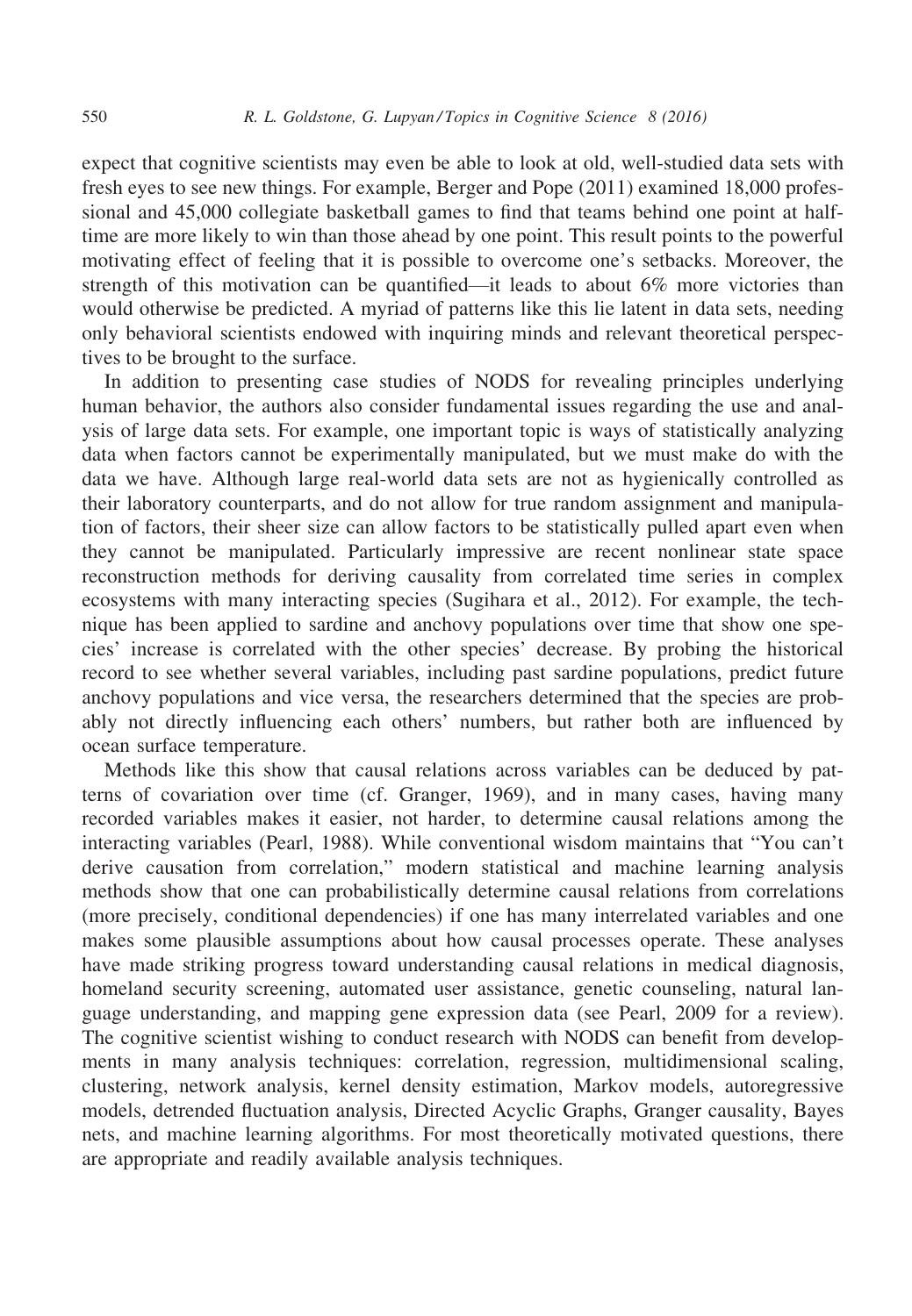expect that cognitive scientists may even be able to look at old, well-studied data sets with fresh eyes to see new things. For example, Berger and Pope (2011) examined 18,000 professional and 45,000 collegiate basketball games to find that teams behind one point at halftime are more likely to win than those ahead by one point. This result points to the powerful motivating effect of feeling that it is possible to overcome one's setbacks. Moreover, the strength of this motivation can be quantified—it leads to about 6% more victories than would otherwise be predicted. A myriad of patterns like this lie latent in data sets, needing only behavioral scientists endowed with inquiring minds and relevant theoretical perspectives to be brought to the surface.

In addition to presenting case studies of NODS for revealing principles underlying human behavior, the authors also consider fundamental issues regarding the use and analysis of large data sets. For example, one important topic is ways of statistically analyzing data when factors cannot be experimentally manipulated, but we must make do with the data we have. Although large real-world data sets are not as hygienically controlled as their laboratory counterparts, and do not allow for true random assignment and manipulation of factors, their sheer size can allow factors to be statistically pulled apart even when they cannot be manipulated. Particularly impressive are recent nonlinear state space reconstruction methods for deriving causality from correlated time series in complex ecosystems with many interacting species (Sugihara et al., 2012). For example, the technique has been applied to sardine and anchovy populations over time that show one species' increase is correlated with the other species' decrease. By probing the historical record to see whether several variables, including past sardine populations, predict future anchovy populations and vice versa, the researchers determined that the species are probably not directly influencing each others' numbers, but rather both are influenced by ocean surface temperature.

Methods like this show that causal relations across variables can be deduced by patterns of covariation over time (cf. Granger, 1969), and in many cases, having many recorded variables makes it easier, not harder, to determine causal relations among the interacting variables (Pearl, 1988). While conventional wisdom maintains that "You can't derive causation from correlation," modern statistical and machine learning analysis methods show that one can probabilistically determine causal relations from correlations (more precisely, conditional dependencies) if one has many interrelated variables and one makes some plausible assumptions about how causal processes operate. These analyses have made striking progress toward understanding causal relations in medical diagnosis, homeland security screening, automated user assistance, genetic counseling, natural language understanding, and mapping gene expression data (see Pearl, 2009 for a review). The cognitive scientist wishing to conduct research with NODS can benefit from developments in many analysis techniques: correlation, regression, multidimensional scaling, clustering, network analysis, kernel density estimation, Markov models, autoregressive models, detrended fluctuation analysis, Directed Acyclic Graphs, Granger causality, Bayes nets, and machine learning algorithms. For most theoretically motivated questions, there are appropriate and readily available analysis techniques.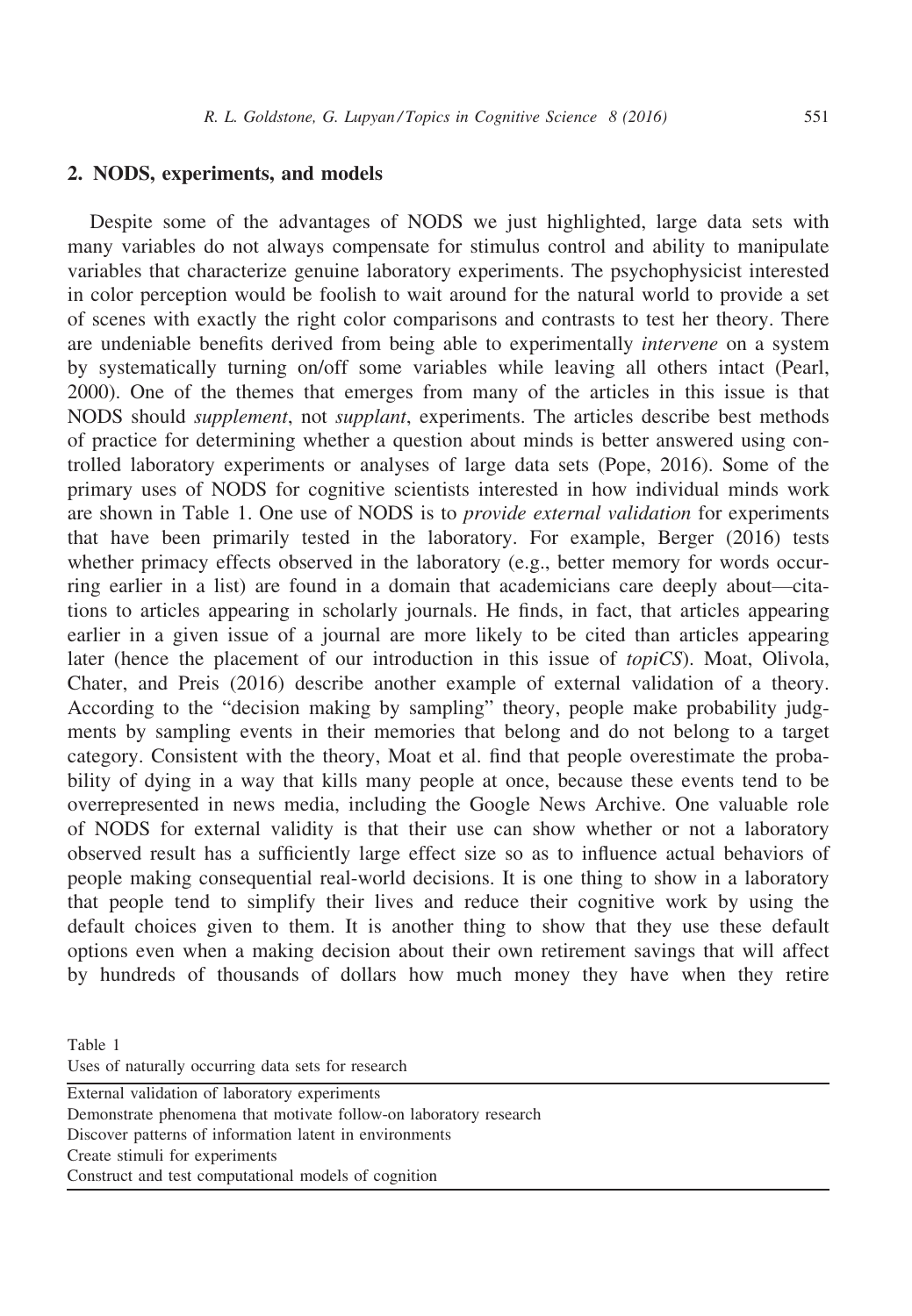## 2. NODS, experiments, and models

Despite some of the advantages of NODS we just highlighted, large data sets with many variables do not always compensate for stimulus control and ability to manipulate variables that characterize genuine laboratory experiments. The psychophysicist interested in color perception would be foolish to wait around for the natural world to provide a set of scenes with exactly the right color comparisons and contrasts to test her theory. There are undeniable benefits derived from being able to experimentally *intervene* on a system by systematically turning on/off some variables while leaving all others intact (Pearl, 2000). One of the themes that emerges from many of the articles in this issue is that NODS should *supplement*, not *supplant*, experiments. The articles describe best methods of practice for determining whether a question about minds is better answered using controlled laboratory experiments or analyses of large data sets (Pope, 2016). Some of the primary uses of NODS for cognitive scientists interested in how individual minds work are shown in Table 1. One use of NODS is to *provide external validation* for experiments that have been primarily tested in the laboratory. For example, Berger (2016) tests whether primacy effects observed in the laboratory (e.g., better memory for words occurring earlier in a list) are found in a domain that academicians care deeply about—citations to articles appearing in scholarly journals. He finds, in fact, that articles appearing earlier in a given issue of a journal are more likely to be cited than articles appearing later (hence the placement of our introduction in this issue of *topiCS*). Moat, Olivola, Chater, and Preis (2016) describe another example of external validation of a theory. According to the "decision making by sampling" theory, people make probability judgments by sampling events in their memories that belong and do not belong to a target category. Consistent with the theory, Moat et al. find that people overestimate the probability of dying in a way that kills many people at once, because these events tend to be overrepresented in news media, including the Google News Archive. One valuable role of NODS for external validity is that their use can show whether or not a laboratory observed result has a sufficiently large effect size so as to influence actual behaviors of people making consequential real-world decisions. It is one thing to show in a laboratory that people tend to simplify their lives and reduce their cognitive work by using the default choices given to them. It is another thing to show that they use these default options even when a making decision about their own retirement savings that will affect by hundreds of thousands of dollars how much money they have when they retire

Table 1
Uses of naturally occurring data sets for research

| |
|---|
| External validation of laboratory experiments |
| Demonstrate phenomena that motivate follow-on laboratory research |
| Discover patterns of information latent in environments |
| Create stimuli for experiments |
| Construct and test computational models of cognition |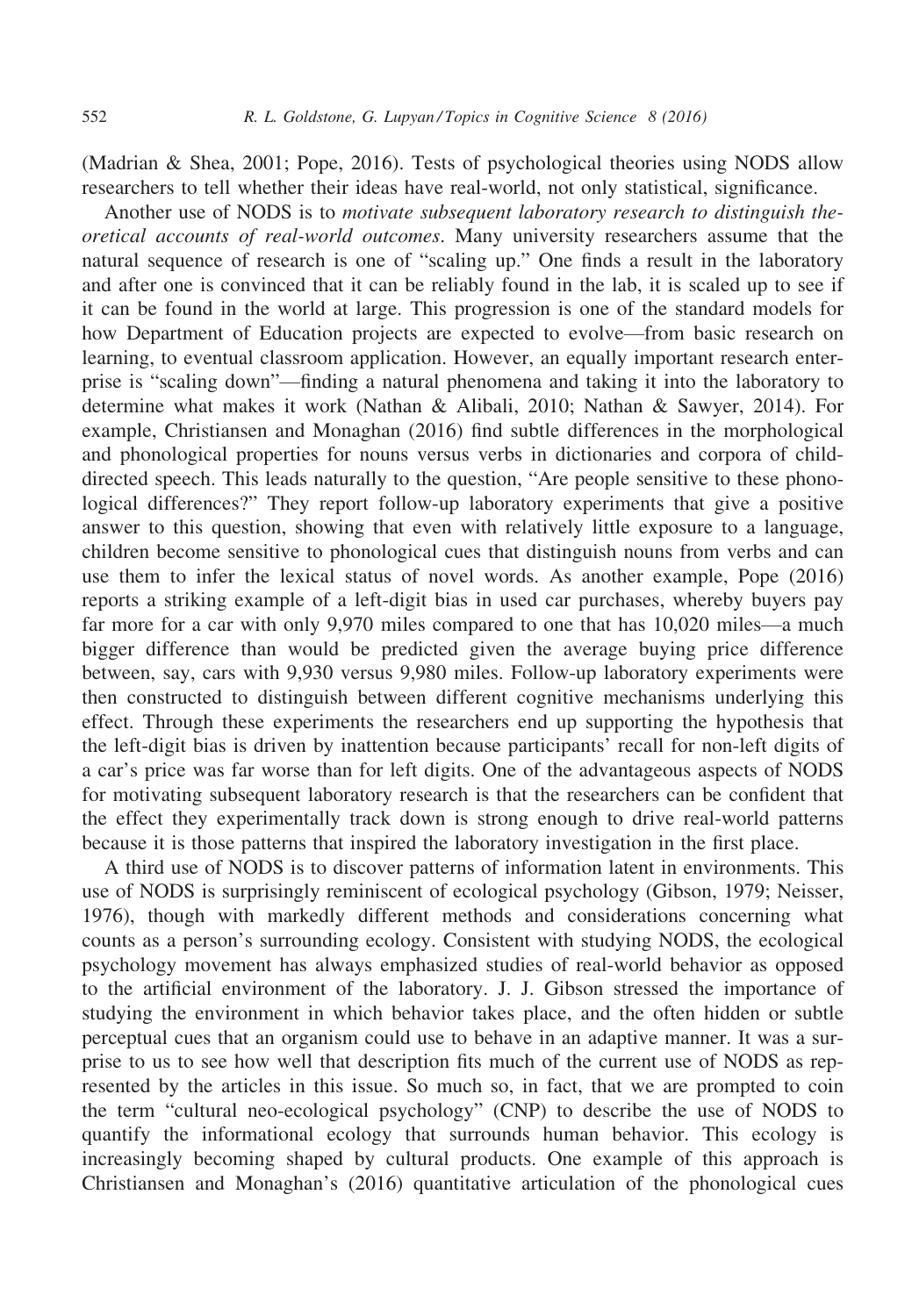(Madrian & Shea, 2001; Pope, 2016). Tests of psychological theories using NODS allow researchers to tell whether their ideas have real-world, not only statistical, significance.

Another use of NODS is to *motivate subsequent laboratory research to distinguish theoretical accounts of real-world outcomes*. Many university researchers assume that the natural sequence of research is one of "scaling up." One finds a result in the laboratory and after one is convinced that it can be reliably found in the lab, it is scaled up to see if it can be found in the world at large. This progression is one of the standard models for how Department of Education projects are expected to evolve—from basic research on learning, to eventual classroom application. However, an equally important research enterprise is "scaling down"—finding a natural phenomena and taking it into the laboratory to determine what makes it work (Nathan & Alibali, 2010; Nathan & Sawyer, 2014). For example, Christiansen and Monaghan (2016) find subtle differences in the morphological and phonological properties for nouns versus verbs in dictionaries and corpora of child-directed speech. This leads naturally to the question, "Are people sensitive to these phonological differences?" They report follow-up laboratory experiments that give a positive answer to this question, showing that even with relatively little exposure to a language, children become sensitive to phonological cues that distinguish nouns from verbs and can use them to infer the lexical status of novel words. As another example, Pope (2016) reports a striking example of a left-digit bias in used car purchases, whereby buyers pay far more for a car with only 9,970 miles compared to one that has 10,020 miles—a much bigger difference than would be predicted given the average buying price difference between, say, cars with 9,930 versus 9,980 miles. Follow-up laboratory experiments were then constructed to distinguish between different cognitive mechanisms underlying this effect. Through these experiments the researchers end up supporting the hypothesis that the left-digit bias is driven by inattention because participants' recall for non-left digits of a car's price was far worse than for left digits. One of the advantageous aspects of NODS for motivating subsequent laboratory research is that the researchers can be confident that the effect they experimentally track down is strong enough to drive real-world patterns because it is those patterns that inspired the laboratory investigation in the first place.

A third use of NODS is to discover patterns of information latent in environments. This use of NODS is surprisingly reminiscent of ecological psychology (Gibson, 1979; Neisser, 1976), though with markedly different methods and considerations concerning what counts as a person's surrounding ecology. Consistent with studying NODS, the ecological psychology movement has always emphasized studies of real-world behavior as opposed to the artificial environment of the laboratory. J. J. Gibson stressed the importance of studying the environment in which behavior takes place, and the often hidden or subtle perceptual cues that an organism could use to behave in an adaptive manner. It was a surprise to us to see how well that description fits much of the current use of NODS as represented by the articles in this issue. So much so, in fact, that we are prompted to coin the term "cultural neo-ecological psychology" (CNP) to describe the use of NODS to quantify the informational ecology that surrounds human behavior. This ecology is increasingly becoming shaped by cultural products. One example of this approach is Christiansen and Monaghan's (2016) quantitative articulation of the phonological cues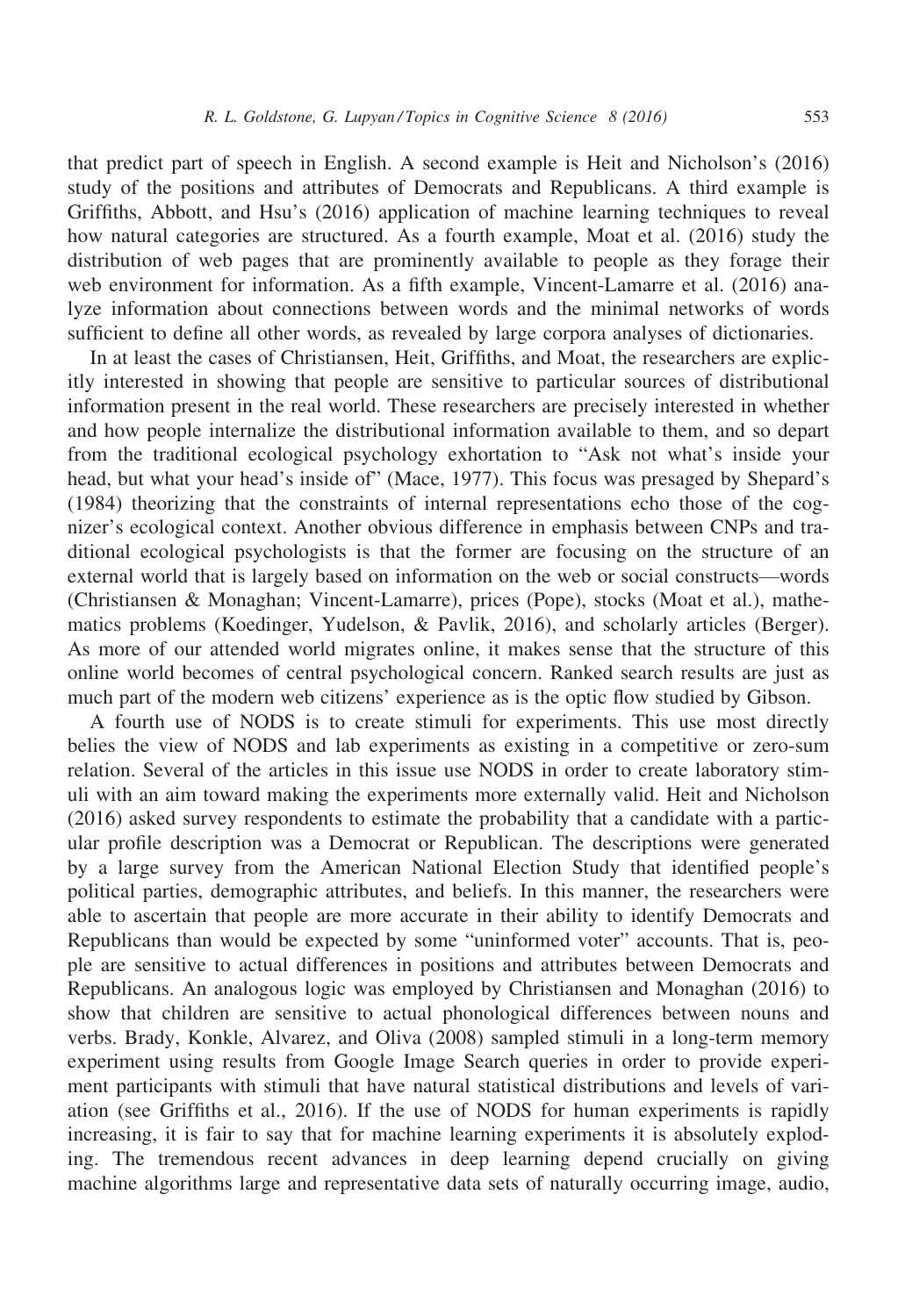that predict part of speech in English. A second example is Heit and Nicholson's (2016) study of the positions and attributes of Democrats and Republicans. A third example is Griffiths, Abbott, and Hsu's (2016) application of machine learning techniques to reveal how natural categories are structured. As a fourth example, Moat et al. (2016) study the distribution of web pages that are prominently available to people as they forage their web environment for information. As a fifth example, Vincent-Lamarre et al. (2016) analyze information about connections between words and the minimal networks of words sufficient to define all other words, as revealed by large corpora analyses of dictionaries.

In at least the cases of Christiansen, Heit, Griffiths, and Moat, the researchers are explicitly interested in showing that people are sensitive to particular sources of distributional information present in the real world. These researchers are precisely interested in whether and how people internalize the distributional information available to them, and so depart from the traditional ecological psychology exhortation to "Ask not what's inside your head, but what your head's inside of" (Mace, 1977). This focus was presaged by Shepard's (1984) theorizing that the constraints of internal representations echo those of the cognizer's ecological context. Another obvious difference in emphasis between CNPs and traditional ecological psychologists is that the former are focusing on the structure of an external world that is largely based on information on the web or social constructs—words (Christiansen & Monaghan; Vincent-Lamarre), prices (Pope), stocks (Moat et al.), mathematics problems (Koedinger, Yudelson, & Pavlik, 2016), and scholarly articles (Berger). As more of our attended world migrates online, it makes sense that the structure of this online world becomes of central psychological concern. Ranked search results are just as much part of the modern web citizens' experience as is the optic flow studied by Gibson.

A fourth use of NODS is to create stimuli for experiments. This use most directly belies the view of NODS and lab experiments as existing in a competitive or zero-sum relation. Several of the articles in this issue use NODS in order to create laboratory stimuli with an aim toward making the experiments more externally valid. Heit and Nicholson (2016) asked survey respondents to estimate the probability that a candidate with a particular profile description was a Democrat or Republican. The descriptions were generated by a large survey from the American National Election Study that identified people's political parties, demographic attributes, and beliefs. In this manner, the researchers were able to ascertain that people are more accurate in their ability to identify Democrats and Republicans than would be expected by some "uninformed voter" accounts. That is, people are sensitive to actual differences in positions and attributes between Democrats and Republicans. An analogous logic was employed by Christiansen and Monaghan (2016) to show that children are sensitive to actual phonological differences between nouns and verbs. Brady, Konkle, Alvarez, and Oliva (2008) sampled stimuli in a long-term memory experiment using results from Google Image Search queries in order to provide experiment participants with stimuli that have natural statistical distributions and levels of variation (see Griffiths et al., 2016). If the use of NODS for human experiments is rapidly increasing, it is fair to say that for machine learning experiments it is absolutely exploding. The tremendous recent advances in deep learning depend crucially on giving machine algorithms large and representative data sets of naturally occurring image, audio,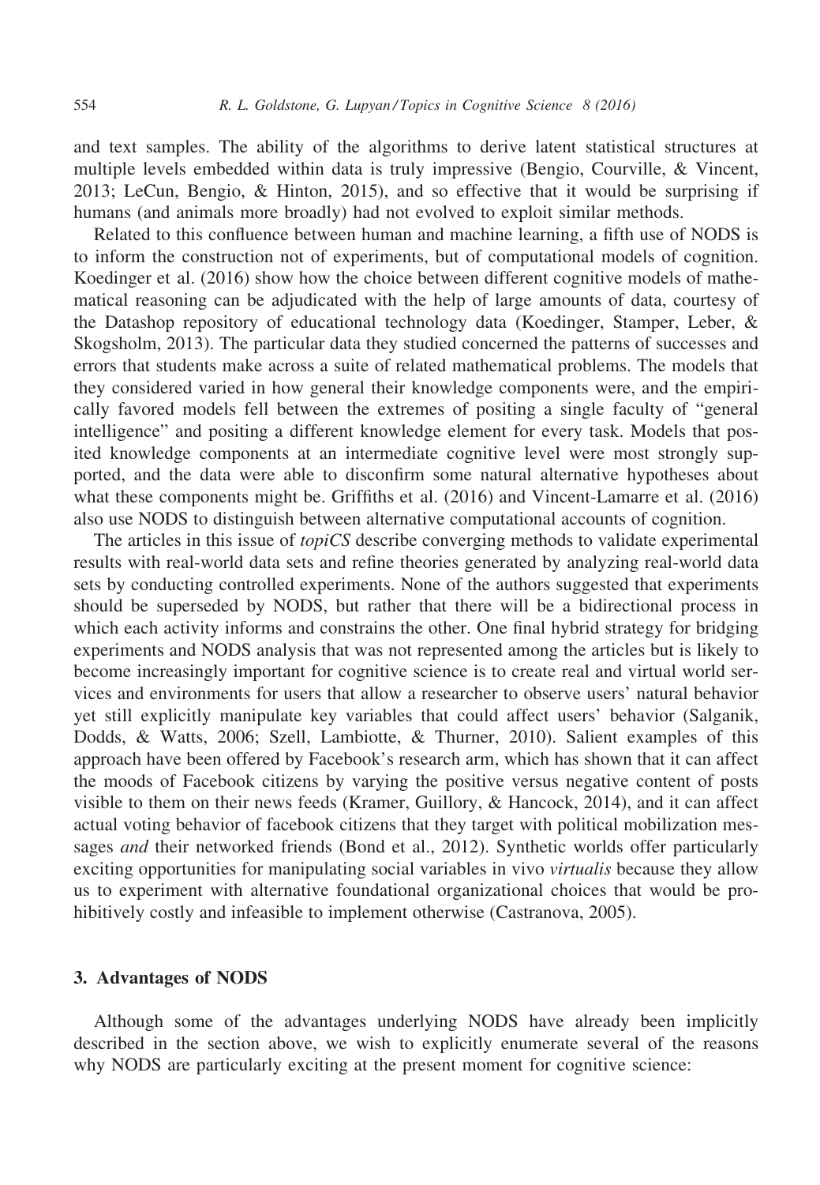and text samples. The ability of the algorithms to derive latent statistical structures at multiple levels embedded within data is truly impressive (Bengio, Courville, & Vincent, 2013; LeCun, Bengio, & Hinton, 2015), and so effective that it would be surprising if humans (and animals more broadly) had not evolved to exploit similar methods.

Related to this confluence between human and machine learning, a fifth use of NODS is to inform the construction not of experiments, but of computational models of cognition. Koedinger et al. (2016) show how the choice between different cognitive models of mathematical reasoning can be adjudicated with the help of large amounts of data, courtesy of the Datashop repository of educational technology data (Koedinger, Stamper, Leber, & Skogsholm, 2013). The particular data they studied concerned the patterns of successes and errors that students make across a suite of related mathematical problems. The models that they considered varied in how general their knowledge components were, and the empirically favored models fell between the extremes of positing a single faculty of "general intelligence" and positing a different knowledge element for every task. Models that posited knowledge components at an intermediate cognitive level were most strongly supported, and the data were able to disconfirm some natural alternative hypotheses about what these components might be. Griffiths et al. (2016) and Vincent-Lamarre et al. (2016) also use NODS to distinguish between alternative computational accounts of cognition.

The articles in this issue of *topiCS* describe converging methods to validate experimental results with real-world data sets and refine theories generated by analyzing real-world data sets by conducting controlled experiments. None of the authors suggested that experiments should be superseded by NODS, but rather that there will be a bidirectional process in which each activity informs and constrains the other. One final hybrid strategy for bridging experiments and NODS analysis that was not represented among the articles but is likely to become increasingly important for cognitive science is to create real and virtual world services and environments for users that allow a researcher to observe users' natural behavior yet still explicitly manipulate key variables that could affect users' behavior (Salganik, Dodds, & Watts, 2006; Szell, Lambiotte, & Thurner, 2010). Salient examples of this approach have been offered by Facebook's research arm, which has shown that it can affect the moods of Facebook citizens by varying the positive versus negative content of posts visible to them on their news feeds (Kramer, Guillory, & Hancock, 2014), and it can affect actual voting behavior of facebook citizens that they target with political mobilization messages *and* their networked friends (Bond et al., 2012). Synthetic worlds offer particularly exciting opportunities for manipulating social variables in vivo *virtualis* because they allow us to experiment with alternative foundational organizational choices that would be prohibitively costly and infeasible to implement otherwise (Castranova, 2005).

## 3. Advantages of NODS

Although some of the advantages underlying NODS have already been implicitly described in the section above, we wish to explicitly enumerate several of the reasons why NODS are particularly exciting at the present moment for cognitive science: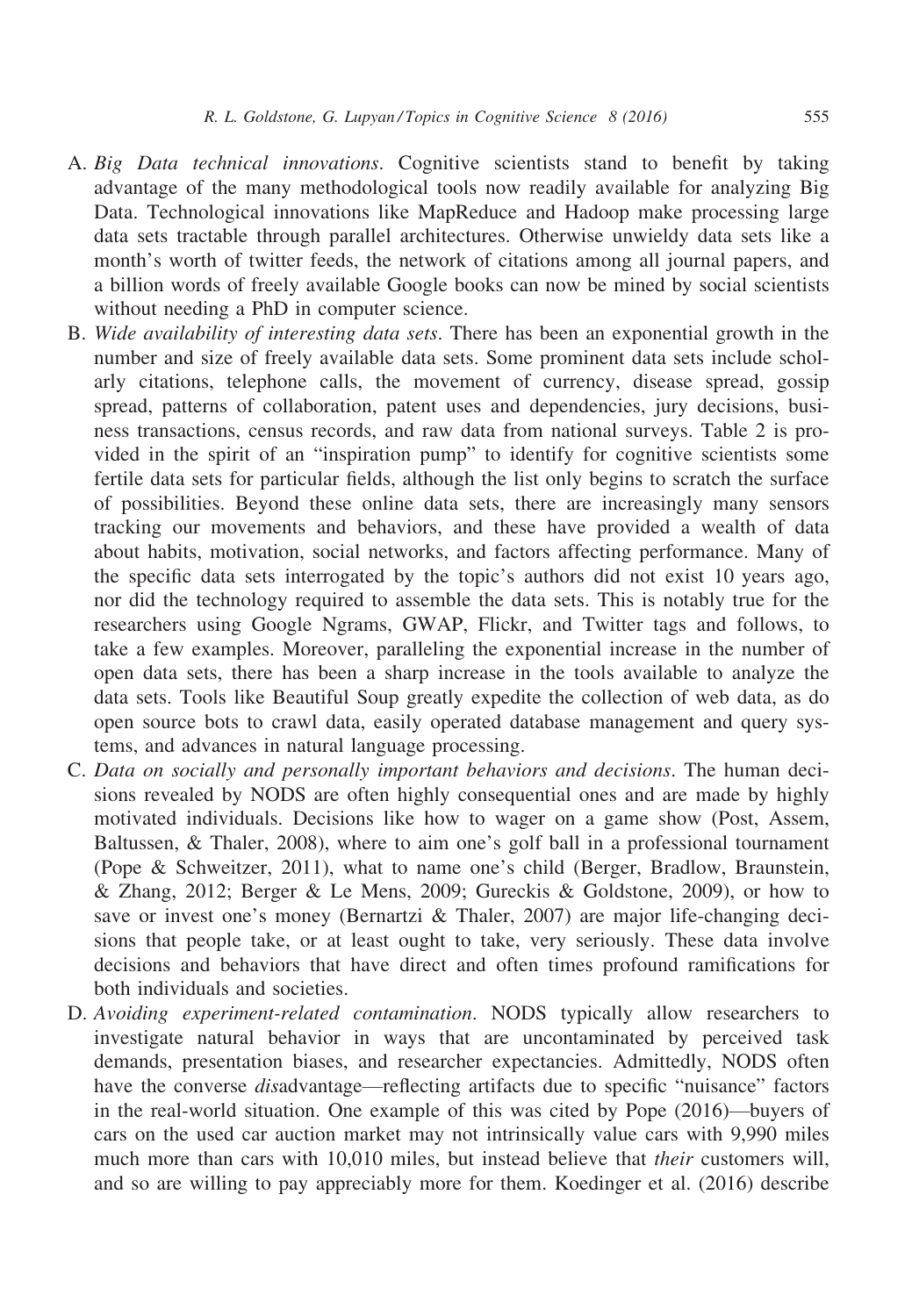A. *Big Data technical innovations*. Cognitive scientists stand to benefit by taking advantage of the many methodological tools now readily available for analyzing Big Data. Technological innovations like MapReduce and Hadoop make processing large data sets tractable through parallel architectures. Otherwise unwieldy data sets like a month's worth of twitter feeds, the network of citations among all journal papers, and a billion words of freely available Google books can now be mined by social scientists without needing a PhD in computer science.

B. *Wide availability of interesting data sets*. There has been an exponential growth in the number and size of freely available data sets. Some prominent data sets include scholarly citations, telephone calls, the movement of currency, disease spread, gossip spread, patterns of collaboration, patent uses and dependencies, jury decisions, business transactions, census records, and raw data from national surveys. Table 2 is provided in the spirit of an "inspiration pump" to identify for cognitive scientists some fertile data sets for particular fields, although the list only begins to scratch the surface of possibilities. Beyond these online data sets, there are increasingly many sensors tracking our movements and behaviors, and these have provided a wealth of data about habits, motivation, social networks, and factors affecting performance. Many of the specific data sets interrogated by the topic's authors did not exist 10 years ago, nor did the technology required to assemble the data sets. This is notably true for the researchers using Google Ngrams, GWAP, Flickr, and Twitter tags and follows, to take a few examples. Moreover, paralleling the exponential increase in the number of open data sets, there has been a sharp increase in the tools available to analyze the data sets. Tools like Beautiful Soup greatly expedite the collection of web data, as do open source bots to crawl data, easily operated database management and query systems, and advances in natural language processing.

C. *Data on socially and personally important behaviors and decisions*. The human decisions revealed by NODS are often highly consequential ones and are made by highly motivated individuals. Decisions like how to wager on a game show (Post, Assem, Baltussen, & Thaler, 2008), where to aim one's golf ball in a professional tournament (Pope & Schweitzer, 2011), what to name one's child (Berger, Bradlow, Braunstein, & Zhang, 2012; Berger & Le Mens, 2009; Gureckis & Goldstone, 2009), or how to save or invest one's money (Bernartzi & Thaler, 2007) are major life-changing decisions that people take, or at least ought to take, very seriously. These data involve decisions and behaviors that have direct and often times profound ramifications for both individuals and societies.

D. *Avoiding experiment-related contamination*. NODS typically allow researchers to investigate natural behavior in ways that are uncontaminated by perceived task demands, presentation biases, and researcher expectancies. Admittedly, NODS often have the converse *dis*advantage—reflecting artifacts due to specific "nuisance" factors in the real-world situation. One example of this was cited by Pope (2016)—buyers of cars on the used car auction market may not intrinsically value cars with 9,990 miles much more than cars with 10,010 miles, but instead believe that *their* customers will, and so are willing to pay appreciably more for them. Koedinger et al. (2016) describe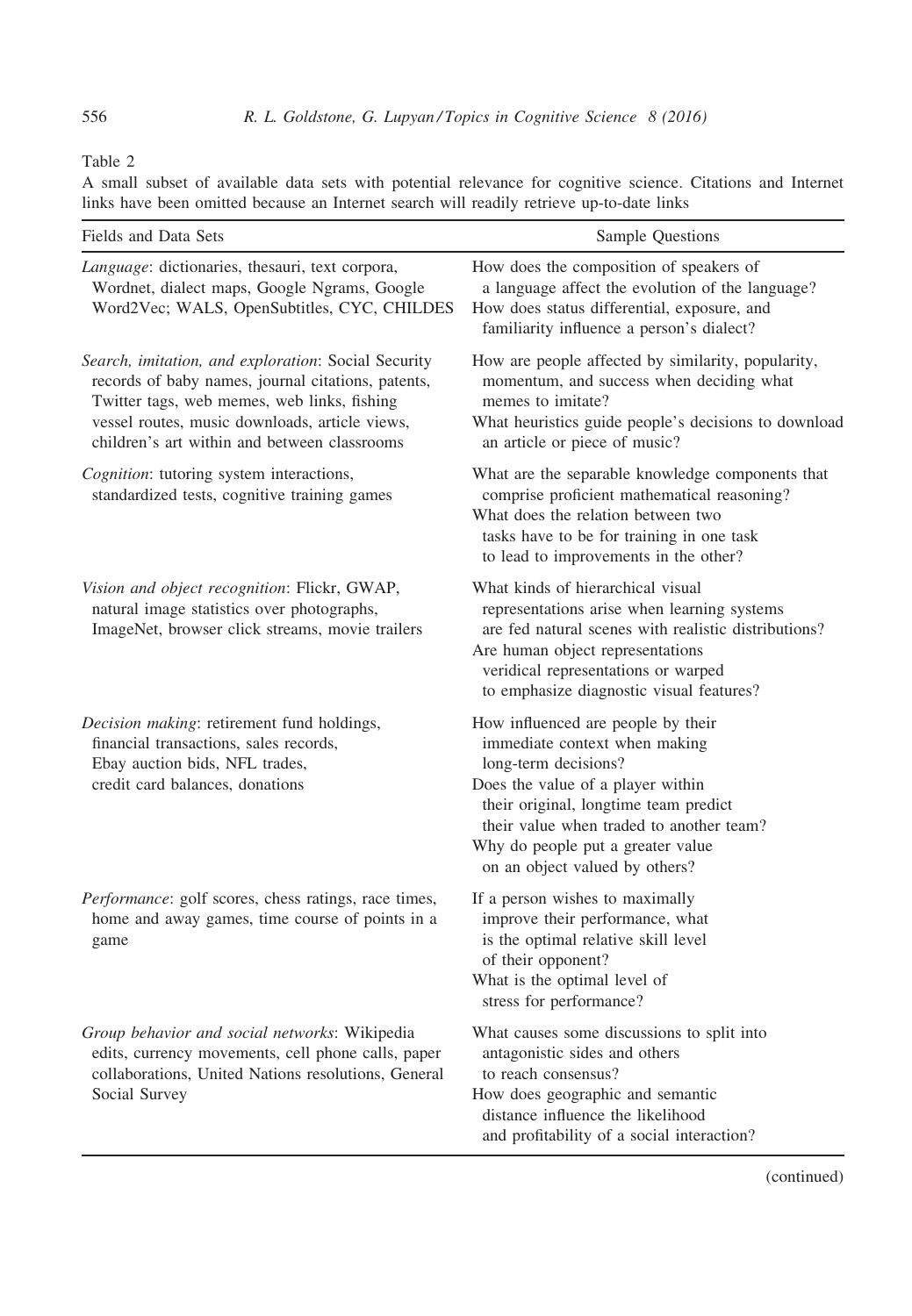Table 2

A small subset of available data sets with potential relevance for cognitive science. Citations and Internet links have been omitted because an Internet search will readily retrieve up-to-date links

| Fields and Data Sets | Sample Questions |
| --- | --- |
| *Language*: dictionaries, thesauri, text corpora, Wordnet, dialect maps, Google Ngrams, Google Word2Vec; WALS, OpenSubtitles, CYC, CHILDES | How does the composition of speakers of a language affect the evolution of the language?<br>How does status differential, exposure, and familiarity influence a person's dialect? |
| *Search, imitation, and exploration*: Social Security records of baby names, journal citations, patents, Twitter tags, web memes, web links, fishing vessel routes, music downloads, article views, children's art within and between classrooms | How are people affected by similarity, popularity, momentum, and success when deciding what memes to imitate?<br>What heuristics guide people's decisions to download an article or piece of music? |
| *Cognition*: tutoring system interactions, standardized tests, cognitive training games | What are the separable knowledge components that comprise proficient mathematical reasoning?<br>What does the relation between two tasks have to be for training in one task to lead to improvements in the other? |
| *Vision and object recognition*: Flickr, GWAP, natural image statistics over photographs, ImageNet, browser click streams, movie trailers | What kinds of hierarchical visual representations arise when learning systems are fed natural scenes with realistic distributions?<br>Are human object representations veridical representations or warped to emphasize diagnostic visual features? |
| *Decision making*: retirement fund holdings, financial transactions, sales records, Ebay auction bids, NFL trades, credit card balances, donations | How influenced are people by their immediate context when making long-term decisions?<br>Does the value of a player within their original, longtime team predict their value when traded to another team?<br>Why do people put a greater value on an object valued by others? |
| *Performance*: golf scores, chess ratings, race times, home and away games, time course of points in a game | If a person wishes to maximally improve their performance, what is the optimal relative skill level of their opponent?<br>What is the optimal level of stress for performance? |
| *Group behavior and social networks*: Wikipedia edits, currency movements, cell phone calls, paper collaborations, United Nations resolutions, General Social Survey | What causes some discussions to split into antagonistic sides and others to reach consensus?<br>How does geographic and semantic distance influence the likelihood and profitability of a social interaction? |

(continued)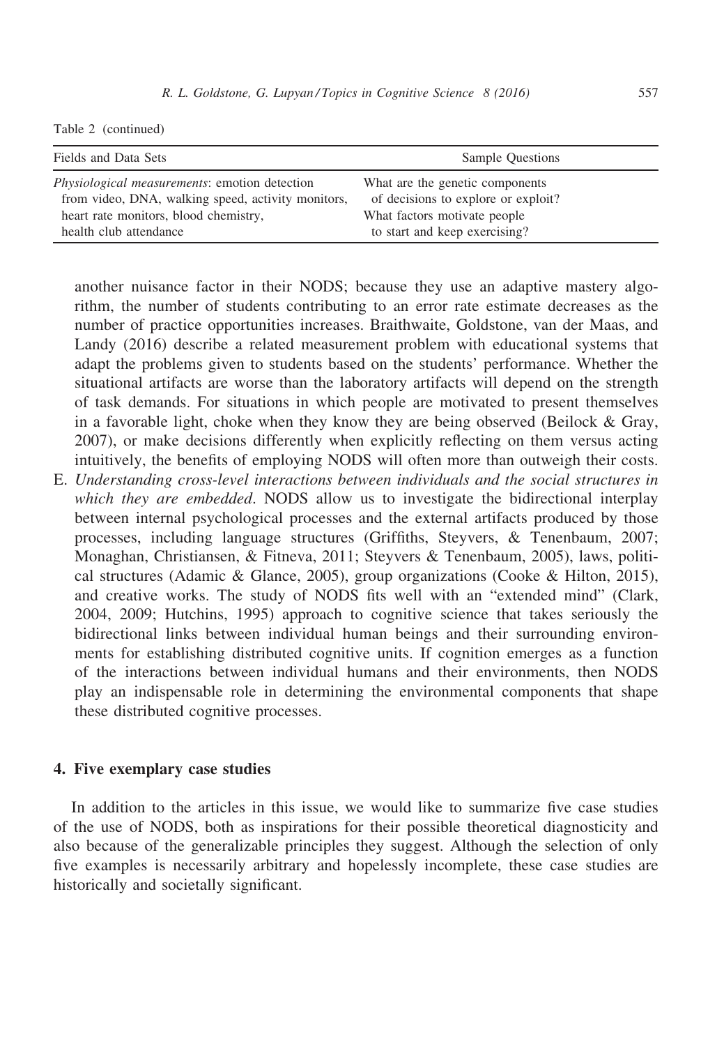Table 2 (continued)

| Fields and Data Sets | Sample Questions |
| --- | --- |
| *Physiological measurements*: emotion detection from video, DNA, walking speed, activity monitors, heart rate monitors, blood chemistry, health club attendance | What are the genetic components of decisions to explore or exploit? What factors motivate people to start and keep exercising? |

another nuisance factor in their NODS; because they use an adaptive mastery algorithm, the number of students contributing to an error rate estimate decreases as the number of practice opportunities increases. Braithwaite, Goldstone, van der Maas, and Landy (2016) describe a related measurement problem with educational systems that adapt the problems given to students based on the students' performance. Whether the situational artifacts are worse than the laboratory artifacts will depend on the strength of task demands. For situations in which people are motivated to present themselves in a favorable light, choke when they know they are being observed (Beilock & Gray, 2007), or make decisions differently when explicitly reflecting on them versus acting intuitively, the benefits of employing NODS will often more than outweigh their costs.

E. *Understanding cross-level interactions between individuals and the social structures in which they are embedded*. NODS allow us to investigate the bidirectional interplay between internal psychological processes and the external artifacts produced by those processes, including language structures (Griffiths, Steyvers, & Tenenbaum, 2007; Monaghan, Christiansen, & Fitneva, 2011; Steyvers & Tenenbaum, 2005), laws, political structures (Adamic & Glance, 2005), group organizations (Cooke & Hilton, 2015), and creative works. The study of NODS fits well with an "extended mind" (Clark, 2004, 2009; Hutchins, 1995) approach to cognitive science that takes seriously the bidirectional links between individual human beings and their surrounding environments for establishing distributed cognitive units. If cognition emerges as a function of the interactions between individual humans and their environments, then NODS play an indispensable role in determining the environmental components that shape these distributed cognitive processes.

## 4. Five exemplary case studies

In addition to the articles in this issue, we would like to summarize five case studies of the use of NODS, both as inspirations for their possible theoretical diagnosticity and also because of the generalizable principles they suggest. Although the selection of only five examples is necessarily arbitrary and hopelessly incomplete, these case studies are historically and societally significant.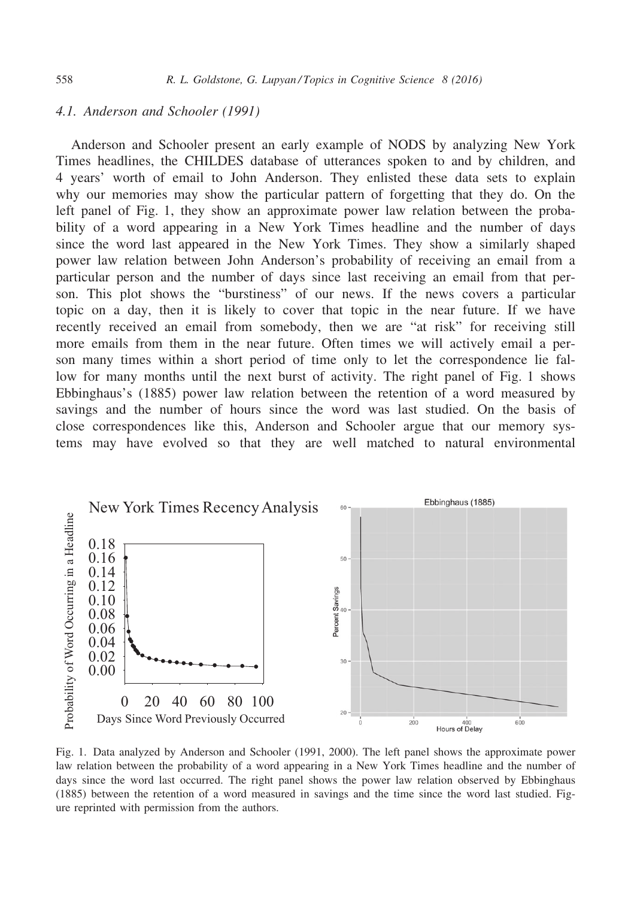### 4.1. Anderson and Schooler (1991)

Anderson and Schooler present an early example of NODS by analyzing New York Times headlines, the CHILDES database of utterances spoken to and by children, and 4 years' worth of email to John Anderson. They enlisted these data sets to explain why our memories may show the particular pattern of forgetting that they do. On the left panel of Fig. 1, they show an approximate power law relation between the probability of a word appearing in a New York Times headline and the number of days since the word last appeared in the New York Times. They show a similarly shaped power law relation between John Anderson's probability of receiving an email from a particular person and the number of days since last receiving an email from that person. This plot shows the "burstiness" of our news. If the news covers a particular topic on a day, then it is likely to cover that topic in the near future. If we have recently received an email from somebody, then we are "at risk" for receiving still more emails from them in the near future. Often times we will actively email a person many times within a short period of time only to let the correspondence lie fallow for many months until the next burst of activity. The right panel of Fig. 1 shows Ebbinghaus's (1885) power law relation between the retention of a word measured by savings and the number of hours since the word was last studied. On the basis of close correspondences like this, Anderson and Schooler argue that our memory systems may have evolved so that they are well matched to natural environmental

Fig. 1. Data analyzed by Anderson and Schooler (1991, 2000). The left panel shows the approximate power law relation between the probability of a word appearing in a New York Times headline and the number of days since the word last occurred. The right panel shows the power law relation observed by Ebbinghaus (1885) between the retention of a word measured in savings and the time since the word last studied. Figure reprinted with permission from the authors.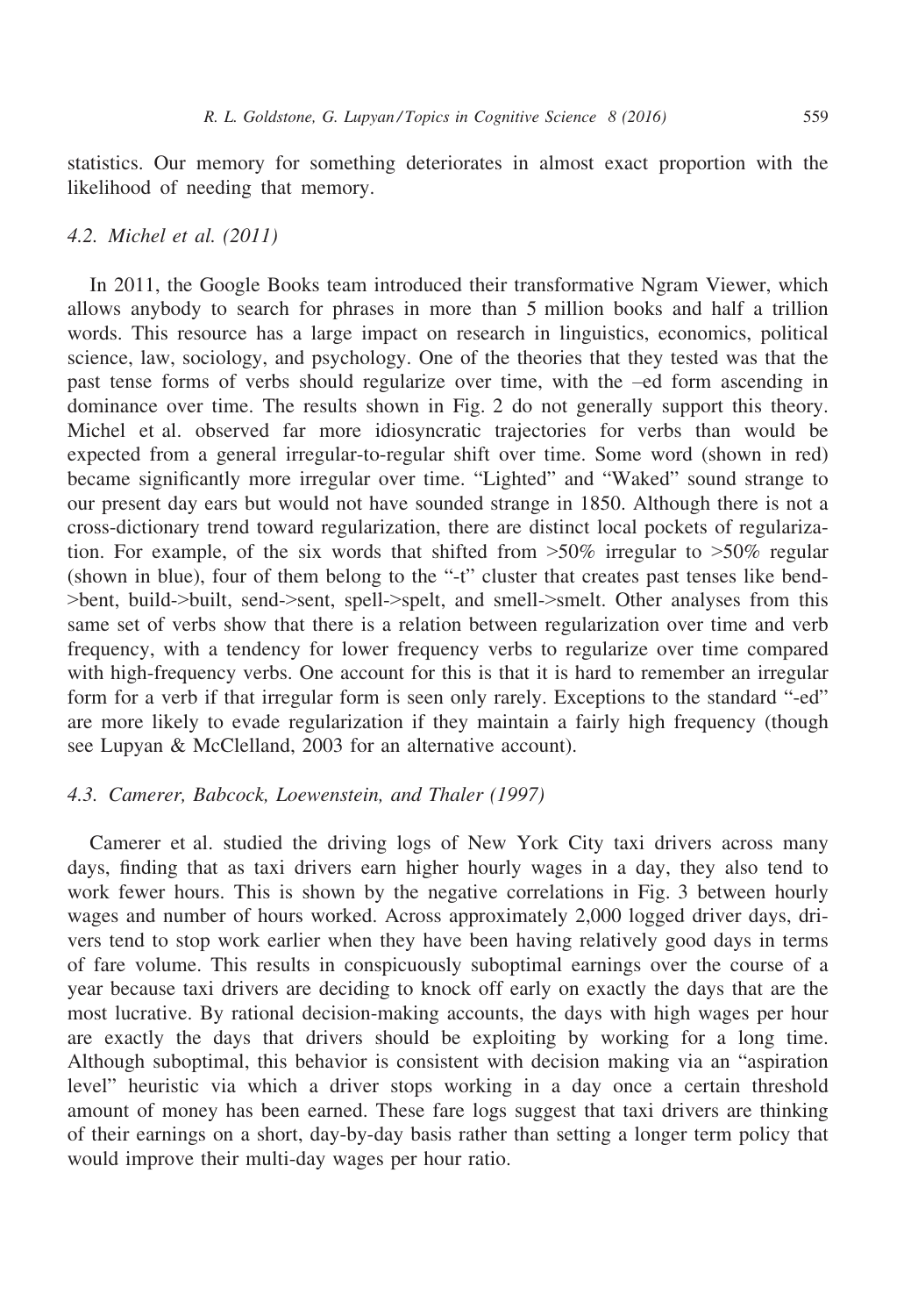statistics. Our memory for something deteriorates in almost exact proportion with the likelihood of needing that memory.

### 4.2. Michel et al. (2011)

In 2011, the Google Books team introduced their transformative Ngram Viewer, which allows anybody to search for phrases in more than 5 million books and half a trillion words. This resource has a large impact on research in linguistics, economics, political science, law, sociology, and psychology. One of the theories that they tested was that the past tense forms of verbs should regularize over time, with the –ed form ascending in dominance over time. The results shown in Fig. 2 do not generally support this theory. Michel et al. observed far more idiosyncratic trajectories for verbs than would be expected from a general irregular-to-regular shift over time. Some word (shown in red) became significantly more irregular over time. "Lighted" and "Waked" sound strange to our present day ears but would not have sounded strange in 1850. Although there is not a cross-dictionary trend toward regularization, there are distinct local pockets of regularization. For example, of the six words that shifted from >50% irregular to >50% regular (shown in blue), four of them belong to the "-t" cluster that creates past tenses like bend->bent, build->built, send->sent, spell->spelt, and smell->smelt. Other analyses from this same set of verbs show that there is a relation between regularization over time and verb frequency, with a tendency for lower frequency verbs to regularize over time compared with high-frequency verbs. One account for this is that it is hard to remember an irregular form for a verb if that irregular form is seen only rarely. Exceptions to the standard "-ed" are more likely to evade regularization if they maintain a fairly high frequency (though see Lupyan & McClelland, 2003 for an alternative account).

### 4.3. Camerer, Babcock, Loewenstein, and Thaler (1997)

Camerer et al. studied the driving logs of New York City taxi drivers across many days, finding that as taxi drivers earn higher hourly wages in a day, they also tend to work fewer hours. This is shown by the negative correlations in Fig. 3 between hourly wages and number of hours worked. Across approximately 2,000 logged driver days, drivers tend to stop work earlier when they have been having relatively good days in terms of fare volume. This results in conspicuously suboptimal earnings over the course of a year because taxi drivers are deciding to knock off early on exactly the days that are the most lucrative. By rational decision-making accounts, the days with high wages per hour are exactly the days that drivers should be exploiting by working for a long time. Although suboptimal, this behavior is consistent with decision making via an "aspiration level" heuristic via which a driver stops working in a day once a certain threshold amount of money has been earned. These fare logs suggest that taxi drivers are thinking of their earnings on a short, day-by-day basis rather than setting a longer term policy that would improve their multi-day wages per hour ratio.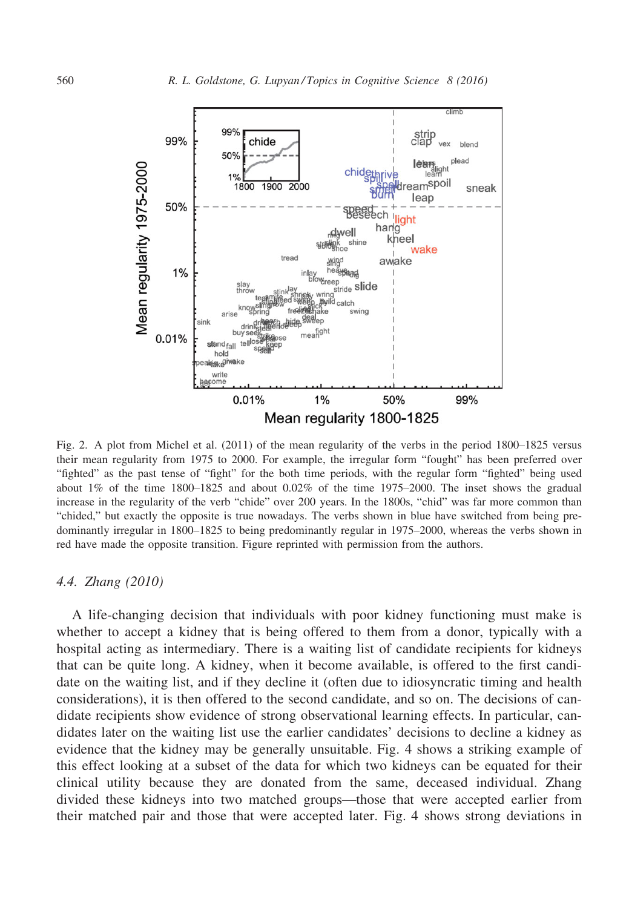Fig. 2. A plot from Michel et al. (2011) of the mean regularity of the verbs in the period 1800–1825 versus their mean regularity from 1975 to 2000. For example, the irregular form "fought" has been preferred over "fighted" as the past tense of "fight" for the both time periods, with the regular form "fighted" being used about 1% of the time 1800–1825 and about 0.02% of the time 1975–2000. The inset shows the gradual increase in the regularity of the verb "chide" over 200 years. In the 1800s, "chid" was far more common than "chided," but exactly the opposite is true nowadays. The verbs shown in blue have switched from being predominantly irregular in 1800–1825 to being predominantly regular in 1975–2000, whereas the verbs shown in red have made the opposite transition. Figure reprinted with permission from the authors.

### 4.4. *Zhang (2010)*

A life-changing decision that individuals with poor kidney functioning must make is whether to accept a kidney that is being offered to them from a donor, typically with a hospital acting as intermediary. There is a waiting list of candidate recipients for kidneys that can be quite long. A kidney, when it become available, is offered to the first candidate on the waiting list, and if they decline it (often due to idiosyncratic timing and health considerations), it is then offered to the second candidate, and so on. The decisions of candidate recipients show evidence of strong observational learning effects. In particular, candidates later on the waiting list use the earlier candidates' decisions to decline a kidney as evidence that the kidney may be generally unsuitable. Fig. 4 shows a striking example of this effect looking at a subset of the data for which two kidneys can be equated for their clinical utility because they are donated from the same, deceased individual. Zhang divided these kidneys into two matched groups—those that were accepted earlier from their matched pair and those that were accepted later. Fig. 4 shows strong deviations in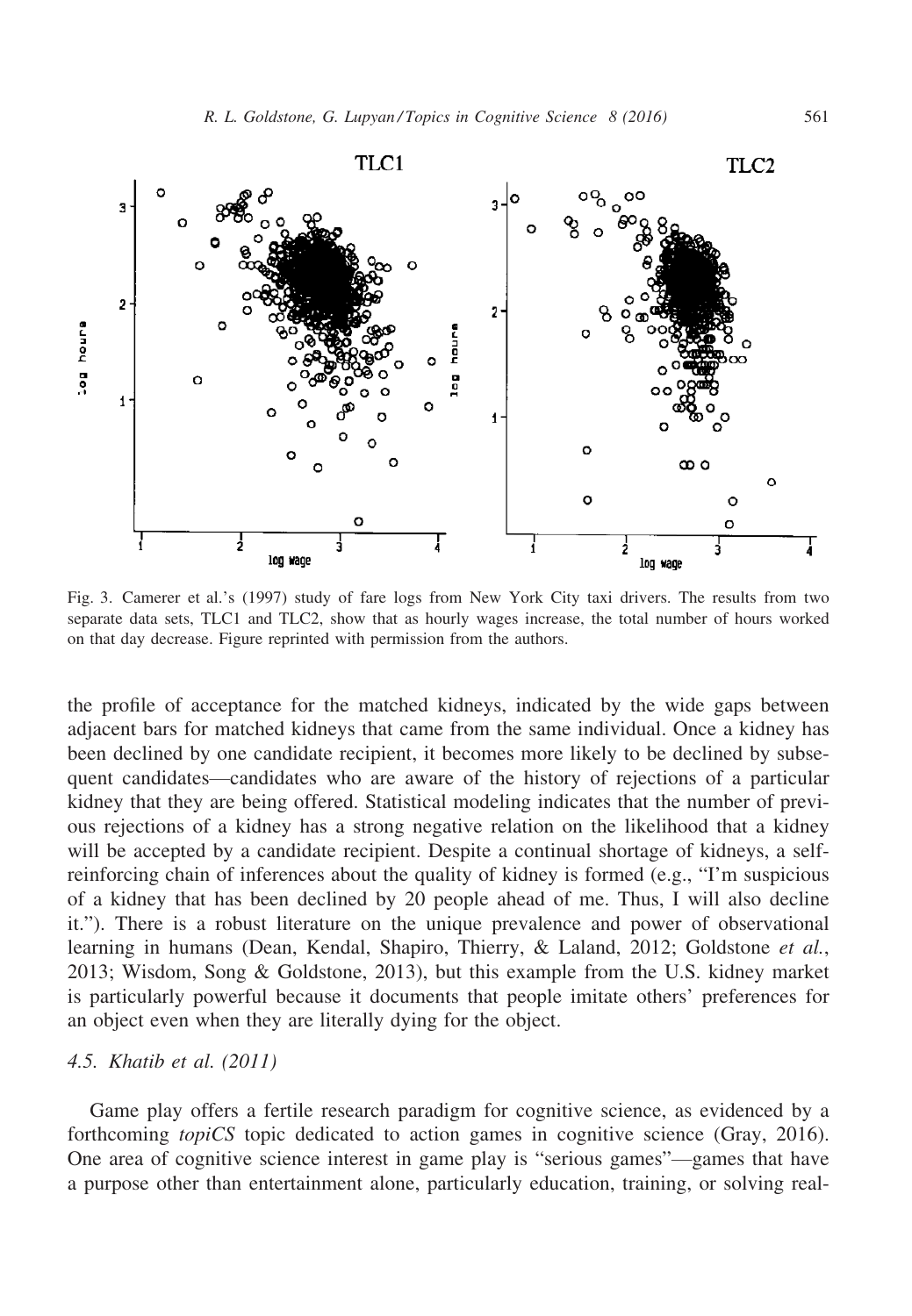Fig. 3. Camerer et al.'s (1997) study of fare logs from New York City taxi drivers. The results from two separate data sets, TLC1 and TLC2, show that as hourly wages increase, the total number of hours worked on that day decrease. Figure reprinted with permission from the authors.

the profile of acceptance for the matched kidneys, indicated by the wide gaps between adjacent bars for matched kidneys that came from the same individual. Once a kidney has been declined by one candidate recipient, it becomes more likely to be declined by subsequent candidates—candidates who are aware of the history of rejections of a particular kidney that they are being offered. Statistical modeling indicates that the number of previous rejections of a kidney has a strong negative relation on the likelihood that a kidney will be accepted by a candidate recipient. Despite a continual shortage of kidneys, a self-reinforcing chain of inferences about the quality of kidney is formed (e.g., "I'm suspicious of a kidney that has been declined by 20 people ahead of me. Thus, I will also decline it."). There is a robust literature on the unique prevalence and power of observational learning in humans (Dean, Kendal, Shapiro, Thierry, & Laland, 2012; Goldstone *et al.*, 2013; Wisdom, Song & Goldstone, 2013), but this example from the U.S. kidney market is particularly powerful because it documents that people imitate others' preferences for an object even when they are literally dying for the object.

### *4.5. Khatib et al. (2011)*

Game play offers a fertile research paradigm for cognitive science, as evidenced by a forthcoming *topiCS* topic dedicated to action games in cognitive science (Gray, 2016). One area of cognitive science interest in game play is "serious games"—games that have a purpose other than entertainment alone, particularly education, training, or solving real-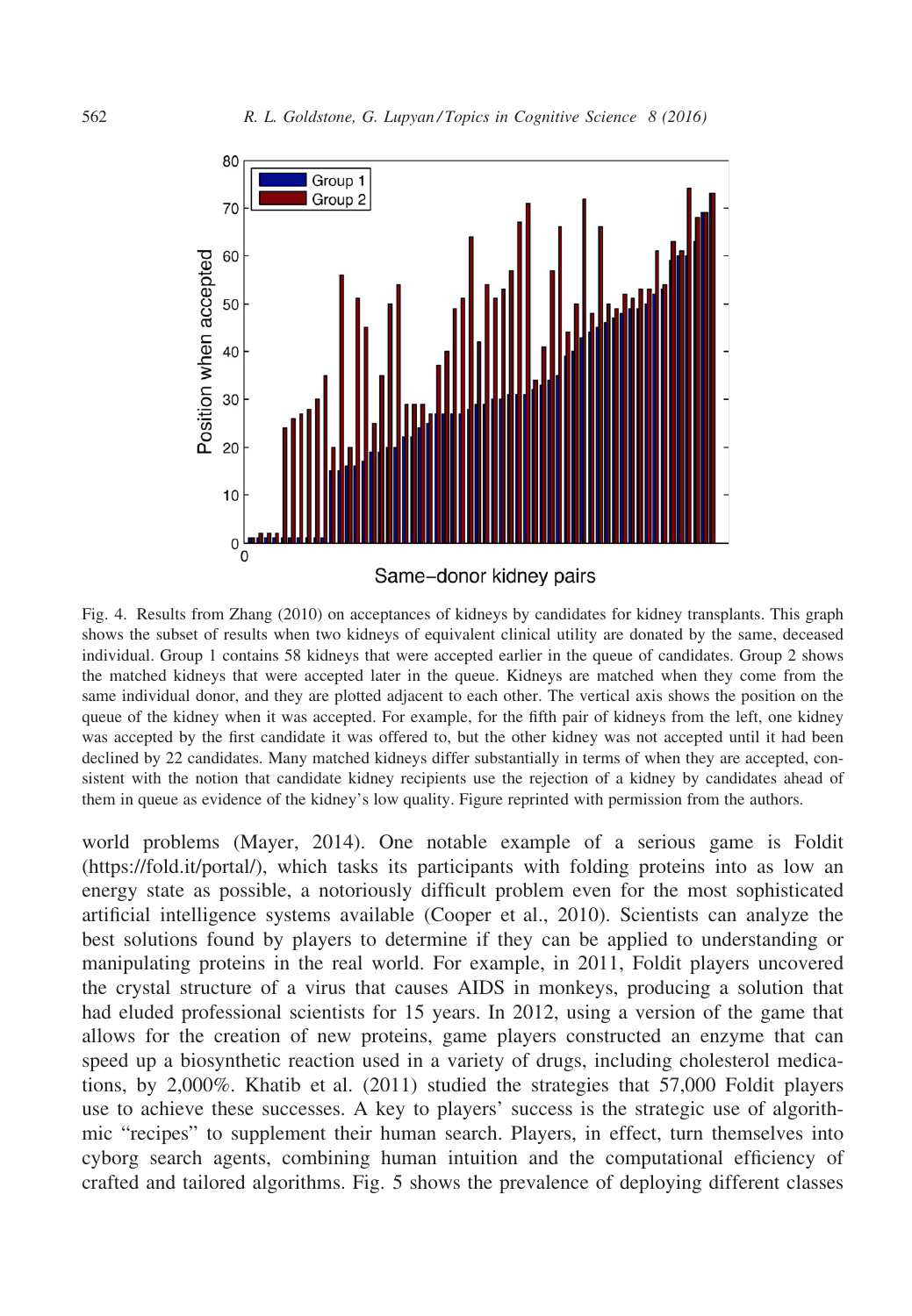Fig. 4. Results from Zhang (2010) on acceptances of kidneys by candidates for kidney transplants. This graph shows the subset of results when two kidneys of equivalent clinical utility are donated by the same, deceased individual. Group 1 contains 58 kidneys that were accepted earlier in the queue of candidates. Group 2 shows the matched kidneys that were accepted later in the queue. Kidneys are matched when they come from the same individual donor, and they are plotted adjacent to each other. The vertical axis shows the position on the queue of the kidney when it was accepted. For example, for the fifth pair of kidneys from the left, one kidney was accepted by the first candidate it was offered to, but the other kidney was not accepted until it had been declined by 22 candidates. Many matched kidneys differ substantially in terms of when they are accepted, consistent with the notion that candidate kidney recipients use the rejection of a kidney by candidates ahead of them in queue as evidence of the kidney's low quality. Figure reprinted with permission from the authors.

world problems (Mayer, 2014). One notable example of a serious game is Foldit (https://fold.it/portal/), which tasks its participants with folding proteins into as low an energy state as possible, a notoriously difficult problem even for the most sophisticated artificial intelligence systems available (Cooper et al., 2010). Scientists can analyze the best solutions found by players to determine if they can be applied to understanding or manipulating proteins in the real world. For example, in 2011, Foldit players uncovered the crystal structure of a virus that causes AIDS in monkeys, producing a solution that had eluded professional scientists for 15 years. In 2012, using a version of the game that allows for the creation of new proteins, game players constructed an enzyme that can speed up a biosynthetic reaction used in a variety of drugs, including cholesterol medications, by 2,000%. Khatib et al. (2011) studied the strategies that 57,000 Foldit players use to achieve these successes. A key to players' success is the strategic use of algorithmic "recipes" to supplement their human search. Players, in effect, turn themselves into cyborg search agents, combining human intuition and the computational efficiency of crafted and tailored algorithms. Fig. 5 shows the prevalence of deploying different classes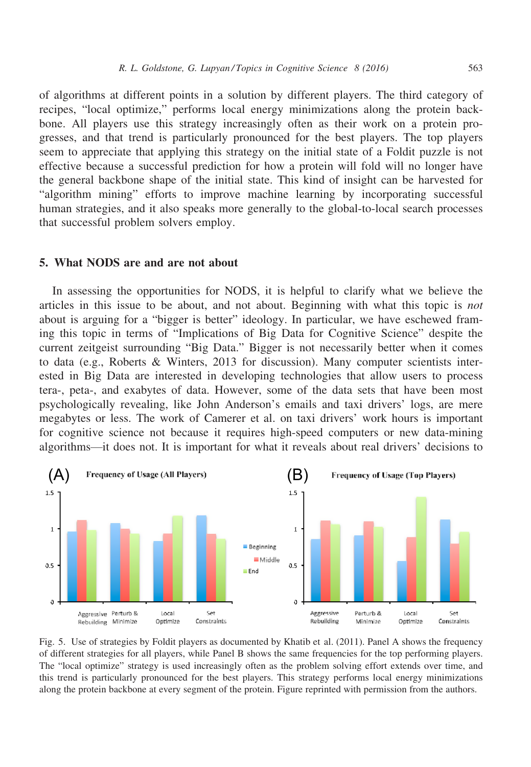of algorithms at different points in a solution by different players. The third category of recipes, "local optimize," performs local energy minimizations along the protein backbone. All players use this strategy increasingly often as their work on a protein progresses, and that trend is particularly pronounced for the best players. The top players seem to appreciate that applying this strategy on the initial state of a Foldit puzzle is not effective because a successful prediction for how a protein will fold will no longer have the general backbone shape of the initial state. This kind of insight can be harvested for "algorithm mining" efforts to improve machine learning by incorporating successful human strategies, and it also speaks more generally to the global-to-local search processes that successful problem solvers employ.

## 5. What NODS are and are not about

In assessing the opportunities for NODS, it is helpful to clarify what we believe the articles in this issue to be about, and not about. Beginning with what this topic is *not* about is arguing for a "bigger is better" ideology. In particular, we have eschewed framing this topic in terms of "Implications of Big Data for Cognitive Science" despite the current zeitgeist surrounding "Big Data." Bigger is not necessarily better when it comes to data (e.g., Roberts & Winters, 2013 for discussion). Many computer scientists interested in Big Data are interested in developing technologies that allow users to process tera-, peta-, and exabytes of data. However, some of the data sets that have been most psychologically revealing, like John Anderson's emails and taxi drivers' logs, are mere megabytes or less. The work of Camerer et al. on taxi drivers' work hours is important for cognitive science not because it requires high-speed computers or new data-mining algorithms—it does not. It is important for what it reveals about real drivers' decisions to

(A) Frequency of Usage (All Players)

1.5
1
0.5
0

Aggressive Rebuilding
Perturb & Minimize
Local Optimize
Set Constraints

Beginning
Middle
End

(B) Frequency of Usage (Top Players)

1.5
1
0.5
0

Aggressive Rebuilding
Perturb & Minimize
Local Optimize
Set Constraints

Fig. 5. Use of strategies by Foldit players as documented by Khatib et al. (2011). Panel A shows the frequency of different strategies for all players, while Panel B shows the same frequencies for the top performing players. The "local optimize" strategy is used increasingly often as the problem solving effort extends over time, and this trend is particularly pronounced for the best players. This strategy performs local energy minimizations along the protein backbone at every segment of the protein. Figure reprinted with permission from the authors.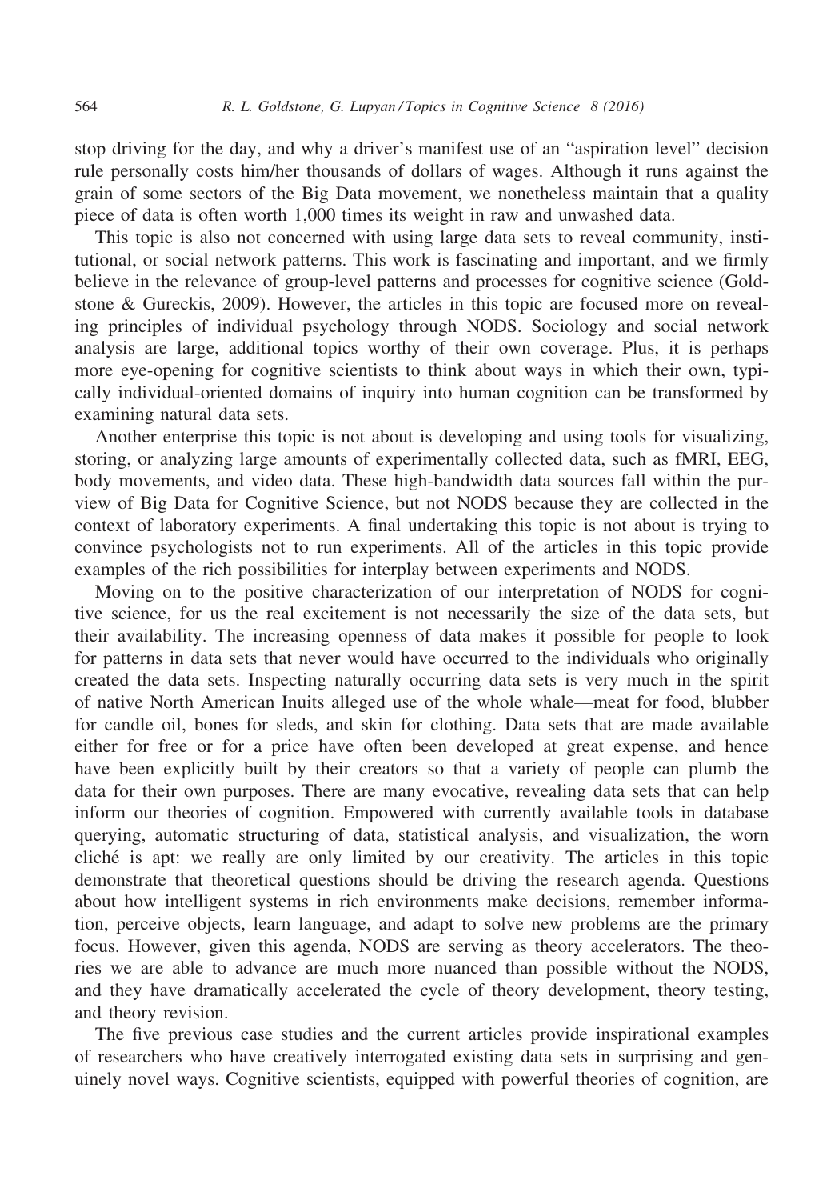stop driving for the day, and why a driver's manifest use of an "aspiration level" decision rule personally costs him/her thousands of dollars of wages. Although it runs against the grain of some sectors of the Big Data movement, we nonetheless maintain that a quality piece of data is often worth 1,000 times its weight in raw and unwashed data.

This topic is also not concerned with using large data sets to reveal community, institutional, or social network patterns. This work is fascinating and important, and we firmly believe in the relevance of group-level patterns and processes for cognitive science (Goldstone & Gureckis, 2009). However, the articles in this topic are focused more on revealing principles of individual psychology through NODS. Sociology and social network analysis are large, additional topics worthy of their own coverage. Plus, it is perhaps more eye-opening for cognitive scientists to think about ways in which their own, typically individual-oriented domains of inquiry into human cognition can be transformed by examining natural data sets.

Another enterprise this topic is not about is developing and using tools for visualizing, storing, or analyzing large amounts of experimentally collected data, such as fMRI, EEG, body movements, and video data. These high-bandwidth data sources fall within the purview of Big Data for Cognitive Science, but not NODS because they are collected in the context of laboratory experiments. A final undertaking this topic is not about is trying to convince psychologists not to run experiments. All of the articles in this topic provide examples of the rich possibilities for interplay between experiments and NODS.

Moving on to the positive characterization of our interpretation of NODS for cognitive science, for us the real excitement is not necessarily the size of the data sets, but their availability. The increasing openness of data makes it possible for people to look for patterns in data sets that never would have occurred to the individuals who originally created the data sets. Inspecting naturally occurring data sets is very much in the spirit of native North American Inuits alleged use of the whole whale—meat for food, blubber for candle oil, bones for sleds, and skin for clothing. Data sets that are made available either for free or for a price have often been developed at great expense, and hence have been explicitly built by their creators so that a variety of people can plumb the data for their own purposes. There are many evocative, revealing data sets that can help inform our theories of cognition. Empowered with currently available tools in database querying, automatic structuring of data, statistical analysis, and visualization, the worn cliché is apt: we really are only limited by our creativity. The articles in this topic demonstrate that theoretical questions should be driving the research agenda. Questions about how intelligent systems in rich environments make decisions, remember information, perceive objects, learn language, and adapt to solve new problems are the primary focus. However, given this agenda, NODS are serving as theory accelerators. The theories we are able to advance are much more nuanced than possible without the NODS, and they have dramatically accelerated the cycle of theory development, theory testing, and theory revision.

The five previous case studies and the current articles provide inspirational examples of researchers who have creatively interrogated existing data sets in surprising and genuinely novel ways. Cognitive scientists, equipped with powerful theories of cognition, are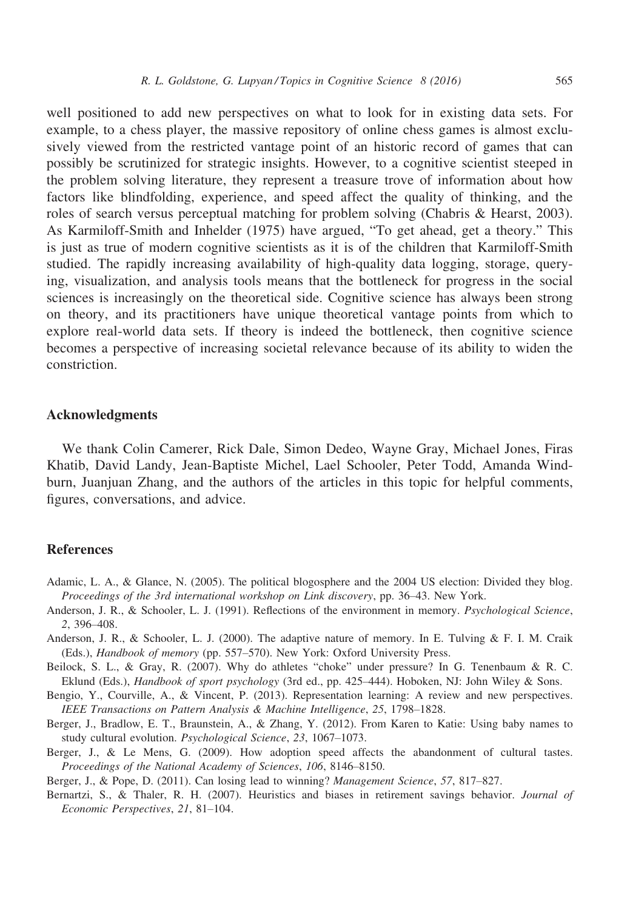well positioned to add new perspectives on what to look for in existing data sets. For example, to a chess player, the massive repository of online chess games is almost exclusively viewed from the restricted vantage point of an historic record of games that can possibly be scrutinized for strategic insights. However, to a cognitive scientist steeped in the problem solving literature, they represent a treasure trove of information about how factors like blindfolding, experience, and speed affect the quality of thinking, and the roles of search versus perceptual matching for problem solving (Chabris & Hearst, 2003). As Karmiloff-Smith and Inhelder (1975) have argued, "To get ahead, get a theory." This is just as true of modern cognitive scientists as it is of the children that Karmiloff-Smith studied. The rapidly increasing availability of high-quality data logging, storage, querying, visualization, and analysis tools means that the bottleneck for progress in the social sciences is increasingly on the theoretical side. Cognitive science has always been strong on theory, and its practitioners have unique theoretical vantage points from which to explore real-world data sets. If theory is indeed the bottleneck, then cognitive science becomes a perspective of increasing societal relevance because of its ability to widen the constriction.

## Acknowledgments

We thank Colin Camerer, Rick Dale, Simon Dedeo, Wayne Gray, Michael Jones, Firas Khatib, David Landy, Jean-Baptiste Michel, Lael Schooler, Peter Todd, Amanda Windburn, Juanjuan Zhang, and the authors of the articles in this topic for helpful comments, figures, conversations, and advice.

## References

Adamic, L. A., & Glance, N. (2005). The political blogosphere and the 2004 US election: Divided they blog. *Proceedings of the 3rd international workshop on Link discovery*, pp. 36–43. New York.

Anderson, J. R., & Schooler, L. J. (1991). Reflections of the environment in memory. *Psychological Science*, *2*, 396–408.

Anderson, J. R., & Schooler, L. J. (2000). The adaptive nature of memory. In E. Tulving & F. I. M. Craik (Eds.), *Handbook of memory* (pp. 557–570). New York: Oxford University Press.

Beilock, S. L., & Gray, R. (2007). Why do athletes "choke" under pressure? In G. Tenenbaum & R. C. Eklund (Eds.), *Handbook of sport psychology* (3rd ed., pp. 425–444). Hoboken, NJ: John Wiley & Sons.

Bengio, Y., Courville, A., & Vincent, P. (2013). Representation learning: A review and new perspectives. *IEEE Transactions on Pattern Analysis & Machine Intelligence*, *25*, 1798–1828.

Berger, J., Bradlow, E. T., Braunstein, A., & Zhang, Y. (2012). From Karen to Katie: Using baby names to study cultural evolution. *Psychological Science*, *23*, 1067–1073.

Berger, J., & Le Mens, G. (2009). How adoption speed affects the abandonment of cultural tastes. *Proceedings of the National Academy of Sciences*, *106*, 8146–8150.

Berger, J., & Pope, D. (2011). Can losing lead to winning? *Management Science*, *57*, 817–827.

Bernartzi, S., & Thaler, R. H. (2007). Heuristics and biases in retirement savings behavior. *Journal of Economic Perspectives*, *21*, 81–104.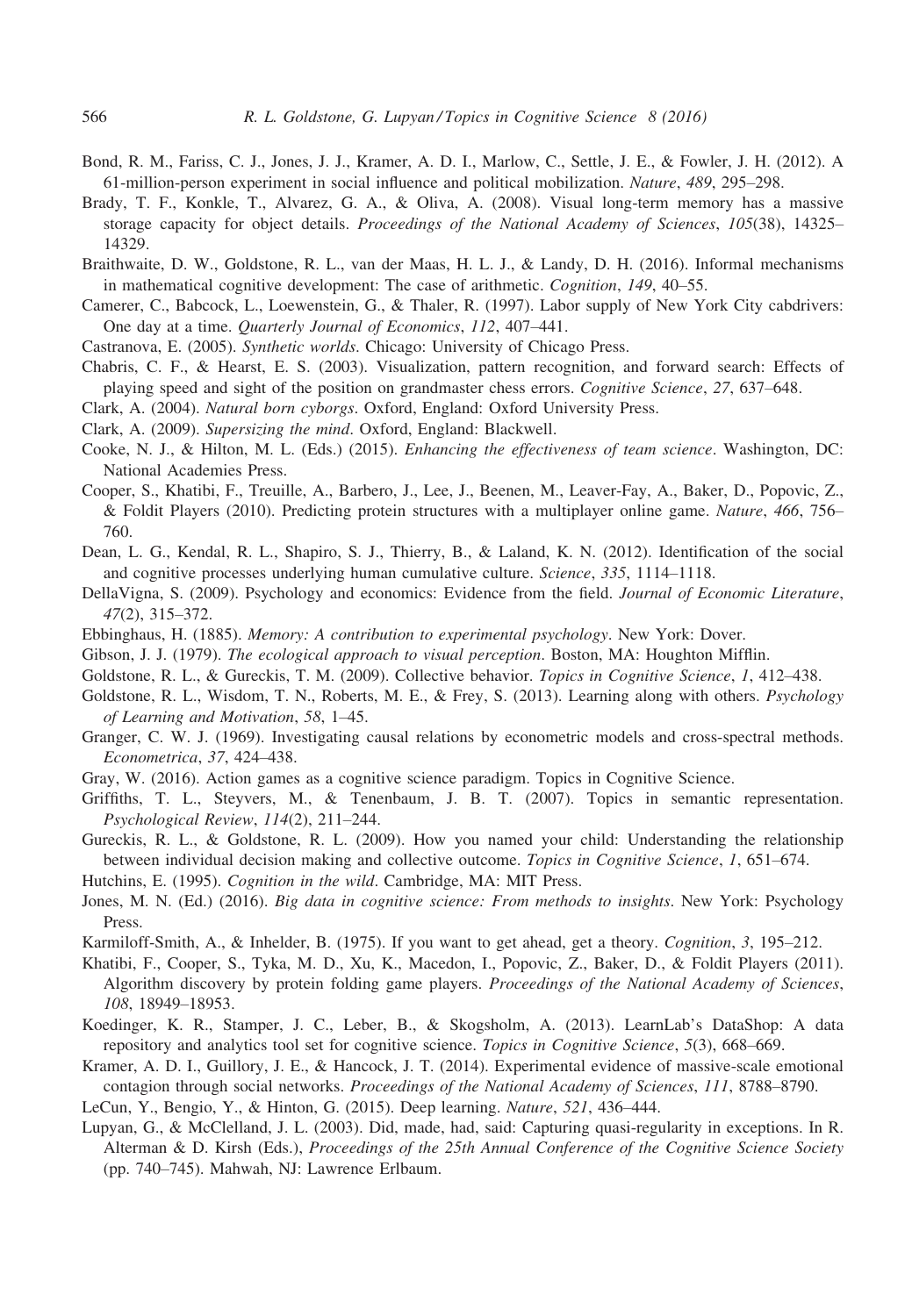Bond, R. M., Fariss, C. J., Jones, J. J., Kramer, A. D. I., Marlow, C., Settle, J. E., & Fowler, J. H. (2012). A 61-million-person experiment in social influence and political mobilization. *Nature*, *489*, 295–298.

Brady, T. F., Konkle, T., Alvarez, G. A., & Oliva, A. (2008). Visual long-term memory has a massive storage capacity for object details. *Proceedings of the National Academy of Sciences*, *105*(38), 14325–14329.

Braithwaite, D. W., Goldstone, R. L., van der Maas, H. L. J., & Landy, D. H. (2016). Informal mechanisms in mathematical cognitive development: The case of arithmetic. *Cognition*, *149*, 40–55.

Camerer, C., Babcock, L., Loewenstein, G., & Thaler, R. (1997). Labor supply of New York City cabdrivers: One day at a time. *Quarterly Journal of Economics*, *112*, 407–441.

Castranova, E. (2005). *Synthetic worlds*. Chicago: University of Chicago Press.

Chabris, C. F., & Hearst, E. S. (2003). Visualization, pattern recognition, and forward search: Effects of playing speed and sight of the position on grandmaster chess errors. *Cognitive Science*, *27*, 637–648.

Clark, A. (2004). *Natural born cyborgs*. Oxford, England: Oxford University Press.

Clark, A. (2009). *Supersizing the mind*. Oxford, England: Blackwell.

Cooke, N. J., & Hilton, M. L. (Eds.) (2015). *Enhancing the effectiveness of team science*. Washington, DC: National Academies Press.

Cooper, S., Khatibi, F., Treuille, A., Barbero, J., Lee, J., Beenen, M., Leaver-Fay, A., Baker, D., Popovic, Z., & Foldit Players (2010). Predicting protein structures with a multiplayer online game. *Nature*, *466*, 756–760.

Dean, L. G., Kendal, R. L., Shapiro, S. J., Thierry, B., & Laland, K. N. (2012). Identification of the social and cognitive processes underlying human cumulative culture. *Science*, *335*, 1114–1118.

DellaVigna, S. (2009). Psychology and economics: Evidence from the field. *Journal of Economic Literature*, *47*(2), 315–372.

Ebbinghaus, H. (1885). *Memory: A contribution to experimental psychology*. New York: Dover.

Gibson, J. J. (1979). *The ecological approach to visual perception*. Boston, MA: Houghton Mifflin.

Goldstone, R. L., & Gureckis, T. M. (2009). Collective behavior. *Topics in Cognitive Science*, *1*, 412–438.

Goldstone, R. L., Wisdom, T. N., Roberts, M. E., & Frey, S. (2013). Learning along with others. *Psychology of Learning and Motivation*, *58*, 1–45.

Granger, C. W. J. (1969). Investigating causal relations by econometric models and cross-spectral methods. *Econometrica*, *37*, 424–438.

Gray, W. (2016). Action games as a cognitive science paradigm. Topics in Cognitive Science.

Griffiths, T. L., Steyvers, M., & Tenenbaum, J. B. T. (2007). Topics in semantic representation. *Psychological Review*, *114*(2), 211–244.

Gureckis, R. L., & Goldstone, R. L. (2009). How you named your child: Understanding the relationship between individual decision making and collective outcome. *Topics in Cognitive Science*, *1*, 651–674.

Hutchins, E. (1995). *Cognition in the wild*. Cambridge, MA: MIT Press.

Jones, M. N. (Ed.) (2016). *Big data in cognitive science: From methods to insights*. New York: Psychology Press.

Karmiloff-Smith, A., & Inhelder, B. (1975). If you want to get ahead, get a theory. *Cognition*, *3*, 195–212.

Khatibi, F., Cooper, S., Tyka, M. D., Xu, K., Macedon, I., Popovic, Z., Baker, D., & Foldit Players (2011). Algorithm discovery by protein folding game players. *Proceedings of the National Academy of Sciences*, *108*, 18949–18953.

Koedinger, K. R., Stamper, J. C., Leber, B., & Skogsholm, A. (2013). LearnLab's DataShop: A data repository and analytics tool set for cognitive science. *Topics in Cognitive Science*, *5*(3), 668–669.

Kramer, A. D. I., Guillory, J. E., & Hancock, J. T. (2014). Experimental evidence of massive-scale emotional contagion through social networks. *Proceedings of the National Academy of Sciences*, *111*, 8788–8790.

LeCun, Y., Bengio, Y., & Hinton, G. (2015). Deep learning. *Nature*, *521*, 436–444.

Lupyan, G., & McClelland, J. L. (2003). Did, made, had, said: Capturing quasi-regularity in exceptions. In R. Alterman & D. Kirsh (Eds.), *Proceedings of the 25th Annual Conference of the Cognitive Science Society* (pp. 740–745). Mahwah, NJ: Lawrence Erlbaum.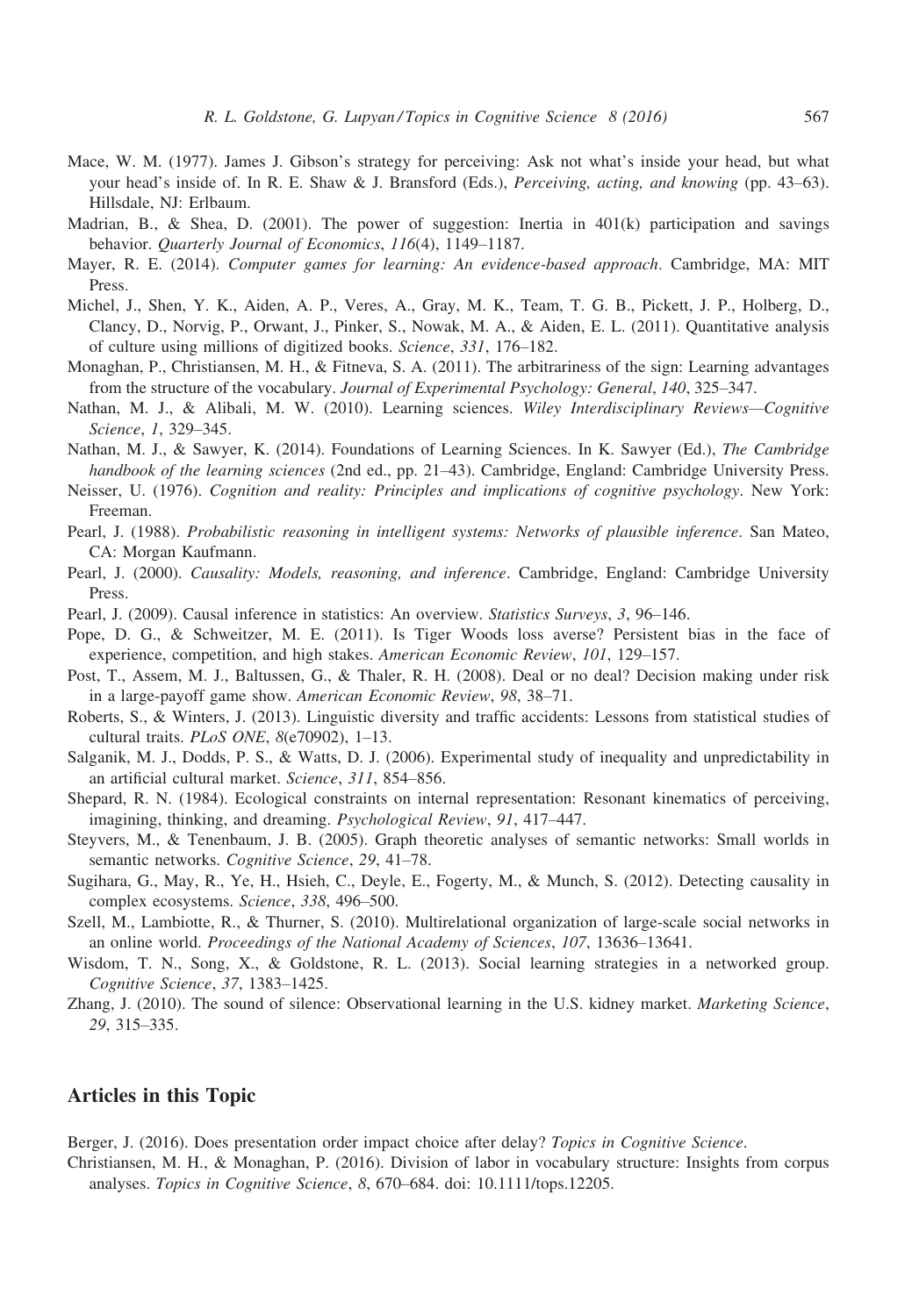Mace, W. M. (1977). James J. Gibson's strategy for perceiving: Ask not what's inside your head, but what your head's inside of. In R. E. Shaw & J. Bransford (Eds.), *Perceiving, acting, and knowing* (pp. 43–63). Hillsdale, NJ: Erlbaum.

Madrian, B., & Shea, D. (2001). The power of suggestion: Inertia in 401(k) participation and savings behavior. *Quarterly Journal of Economics*, *116*(4), 1149–1187.

Mayer, R. E. (2014). *Computer games for learning: An evidence-based approach*. Cambridge, MA: MIT Press.

Michel, J., Shen, Y. K., Aiden, A. P., Veres, A., Gray, M. K., Team, T. G. B., Pickett, J. P., Holberg, D., Clancy, D., Norvig, P., Orwant, J., Pinker, S., Nowak, M. A., & Aiden, E. L. (2011). Quantitative analysis of culture using millions of digitized books. *Science*, *331*, 176–182.

Monaghan, P., Christiansen, M. H., & Fitneva, S. A. (2011). The arbitrariness of the sign: Learning advantages from the structure of the vocabulary. *Journal of Experimental Psychology: General*, *140*, 325–347.

Nathan, M. J., & Alibali, M. W. (2010). Learning sciences. *Wiley Interdisciplinary Reviews—Cognitive Science*, *1*, 329–345.

Nathan, M. J., & Sawyer, K. (2014). Foundations of Learning Sciences. In K. Sawyer (Ed.), *The Cambridge handbook of the learning sciences* (2nd ed., pp. 21–43). Cambridge, England: Cambridge University Press.

Neisser, U. (1976). *Cognition and reality: Principles and implications of cognitive psychology*. New York: Freeman.

Pearl, J. (1988). *Probabilistic reasoning in intelligent systems: Networks of plausible inference*. San Mateo, CA: Morgan Kaufmann.

Pearl, J. (2000). *Causality: Models, reasoning, and inference*. Cambridge, England: Cambridge University Press.

Pearl, J. (2009). Causal inference in statistics: An overview. *Statistics Surveys*, *3*, 96–146.

Pope, D. G., & Schweitzer, M. E. (2011). Is Tiger Woods loss averse? Persistent bias in the face of experience, competition, and high stakes. *American Economic Review*, *101*, 129–157.

Post, T., Assem, M. J., Baltussen, G., & Thaler, R. H. (2008). Deal or no deal? Decision making under risk in a large-payoff game show. *American Economic Review*, *98*, 38–71.

Roberts, S., & Winters, J. (2013). Linguistic diversity and traffic accidents: Lessons from statistical studies of cultural traits. *PLoS ONE*, *8*(e70902), 1–13.

Salganik, M. J., Dodds, P. S., & Watts, D. J. (2006). Experimental study of inequality and unpredictability in an artificial cultural market. *Science*, *311*, 854–856.

Shepard, R. N. (1984). Ecological constraints on internal representation: Resonant kinematics of perceiving, imagining, thinking, and dreaming. *Psychological Review*, *91*, 417–447.

Steyvers, M., & Tenenbaum, J. B. (2005). Graph theoretic analyses of semantic networks: Small worlds in semantic networks. *Cognitive Science*, *29*, 41–78.

Sugihara, G., May, R., Ye, H., Hsieh, C., Deyle, E., Fogerty, M., & Munch, S. (2012). Detecting causality in complex ecosystems. *Science*, *338*, 496–500.

Szell, M., Lambiotte, R., & Thurner, S. (2010). Multirelational organization of large-scale social networks in an online world. *Proceedings of the National Academy of Sciences*, *107*, 13636–13641.

Wisdom, T. N., Song, X., & Goldstone, R. L. (2013). Social learning strategies in a networked group. *Cognitive Science*, *37*, 1383–1425.

Zhang, J. (2010). The sound of silence: Observational learning in the U.S. kidney market. *Marketing Science*, *29*, 315–335.

## Articles in this Topic

Berger, J. (2016). Does presentation order impact choice after delay? *Topics in Cognitive Science*.

Christiansen, M. H., & Monaghan, P. (2016). Division of labor in vocabulary structure: Insights from corpus analyses. *Topics in Cognitive Science*, *8*, 670–684. doi: 10.1111/tops.12205.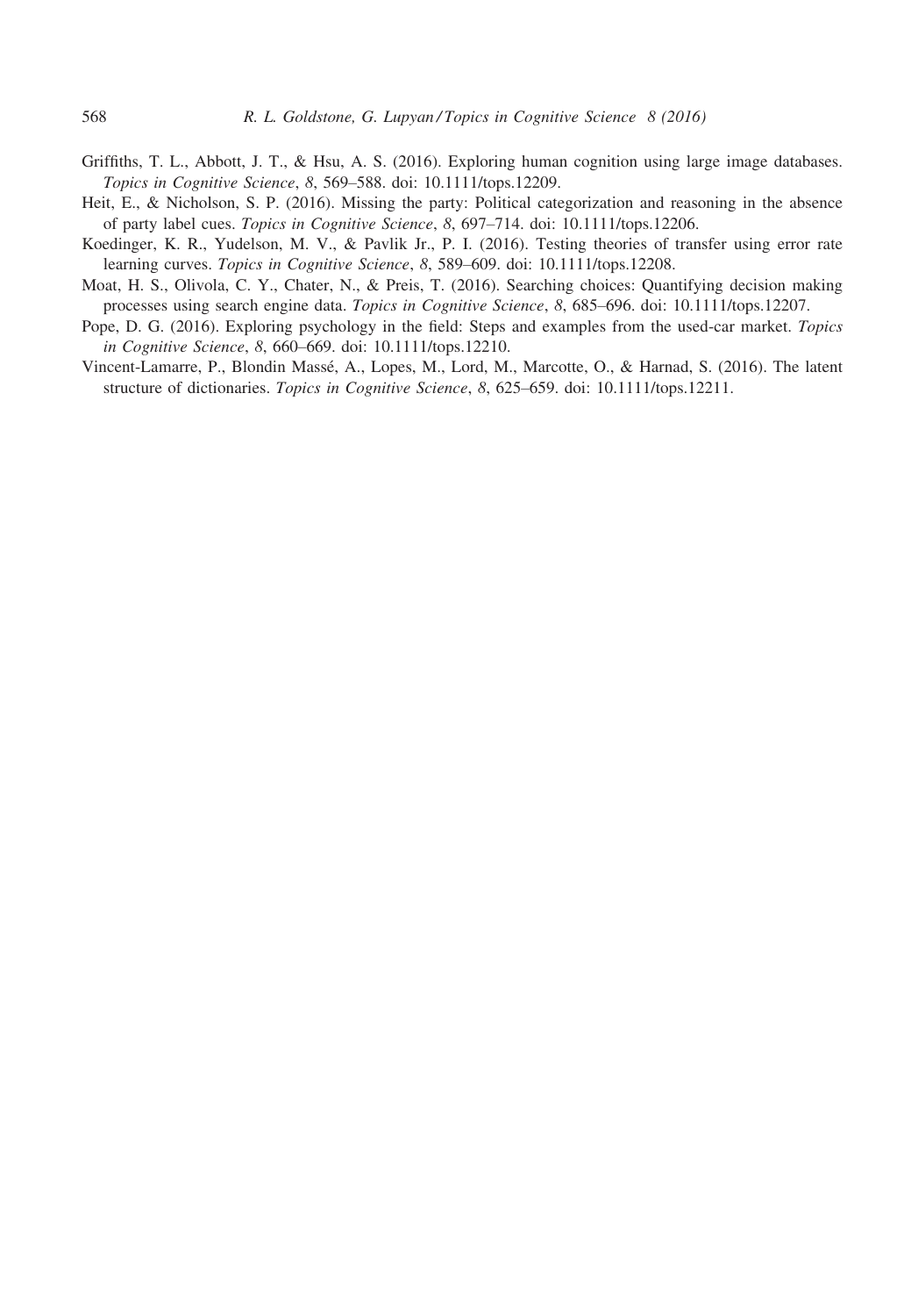Griffiths, T. L., Abbott, J. T., & Hsu, A. S. (2016). Exploring human cognition using large image databases. *Topics in Cognitive Science*, *8*, 569–588. doi: 10.1111/tops.12209.

Heit, E., & Nicholson, S. P. (2016). Missing the party: Political categorization and reasoning in the absence of party label cues. *Topics in Cognitive Science*, *8*, 697–714. doi: 10.1111/tops.12206.

Koedinger, K. R., Yudelson, M. V., & Pavlik Jr., P. I. (2016). Testing theories of transfer using error rate learning curves. *Topics in Cognitive Science*, *8*, 589–609. doi: 10.1111/tops.12208.

Moat, H. S., Olivola, C. Y., Chater, N., & Preis, T. (2016). Searching choices: Quantifying decision making processes using search engine data. *Topics in Cognitive Science*, *8*, 685–696. doi: 10.1111/tops.12207.

Pope, D. G. (2016). Exploring psychology in the field: Steps and examples from the used-car market. *Topics in Cognitive Science*, *8*, 660–669. doi: 10.1111/tops.12210.

Vincent-Lamarre, P., Blondin Massé, A., Lopes, M., Lord, M., Marcotte, O., & Harnad, S. (2016). The latent structure of dictionaries. *Topics in Cognitive Science*, *8*, 625–659. doi: 10.1111/tops.12211.